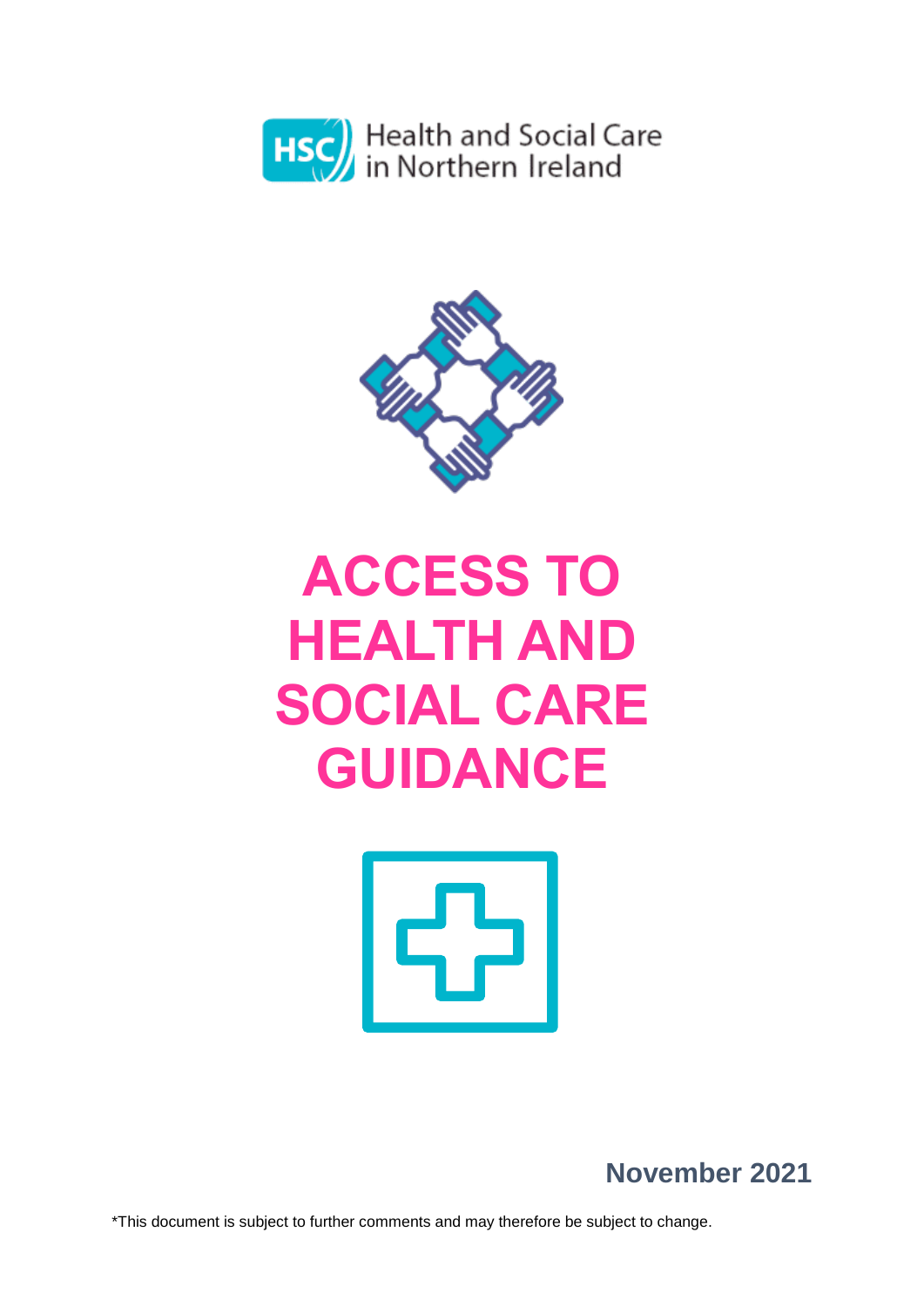Health and Social Care in Northern Ireland

# ACCESS TO HEALTH AND SOCIAL CARE GUIDANCE

**November 2021**

*This document is subject to further comments and may therefore be subject to change.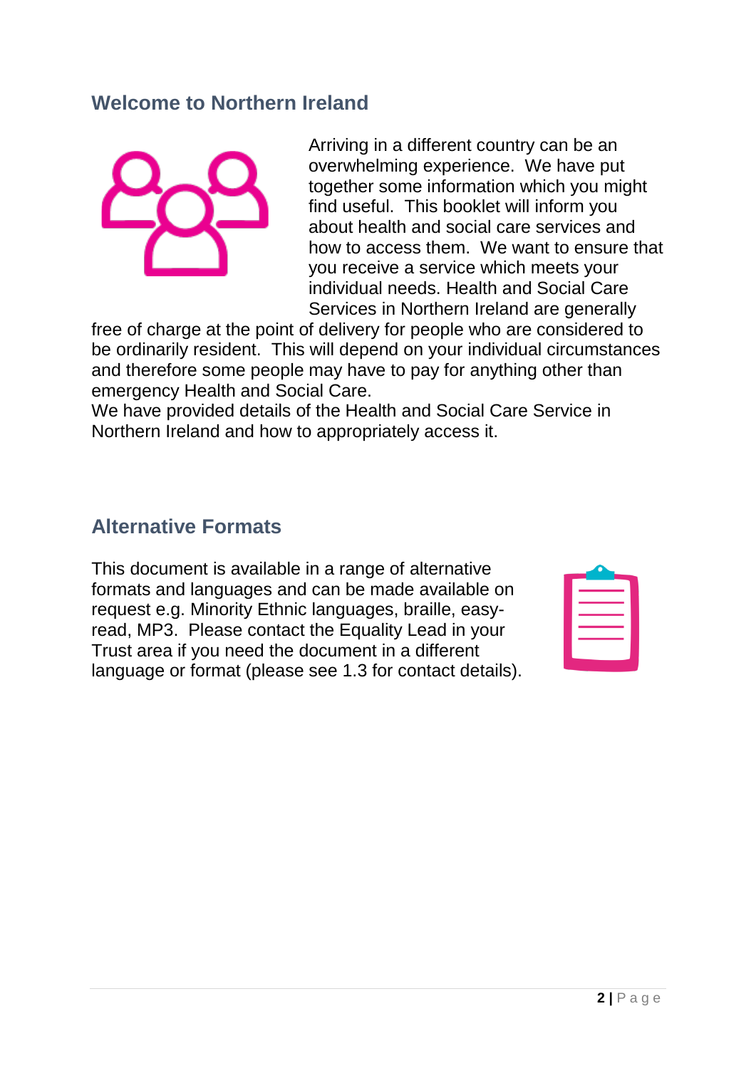## Welcome to Northern Ireland

Arriving in a different country can be an overwhelming experience. We have put together some information which you might find useful. This booklet will inform you about health and social care services and how to access them. We want to ensure that you receive a service which meets your individual needs. Health and Social Care Services in Northern Ireland are generally free of charge at the point of delivery for people who are considered to be ordinarily resident. This will depend on your individual circumstances and therefore some people may have to pay for anything other than emergency Health and Social Care.

We have provided details of the Health and Social Care Service in Northern Ireland and how to appropriately access it.

## Alternative Formats

This document is available in a range of alternative formats and languages and can be made available on request e.g. Minority Ethnic languages, braille, easy-read, MP3. Please contact the Equality Lead in your Trust area if you need the document in a different language or format (please see 1.3 for contact details).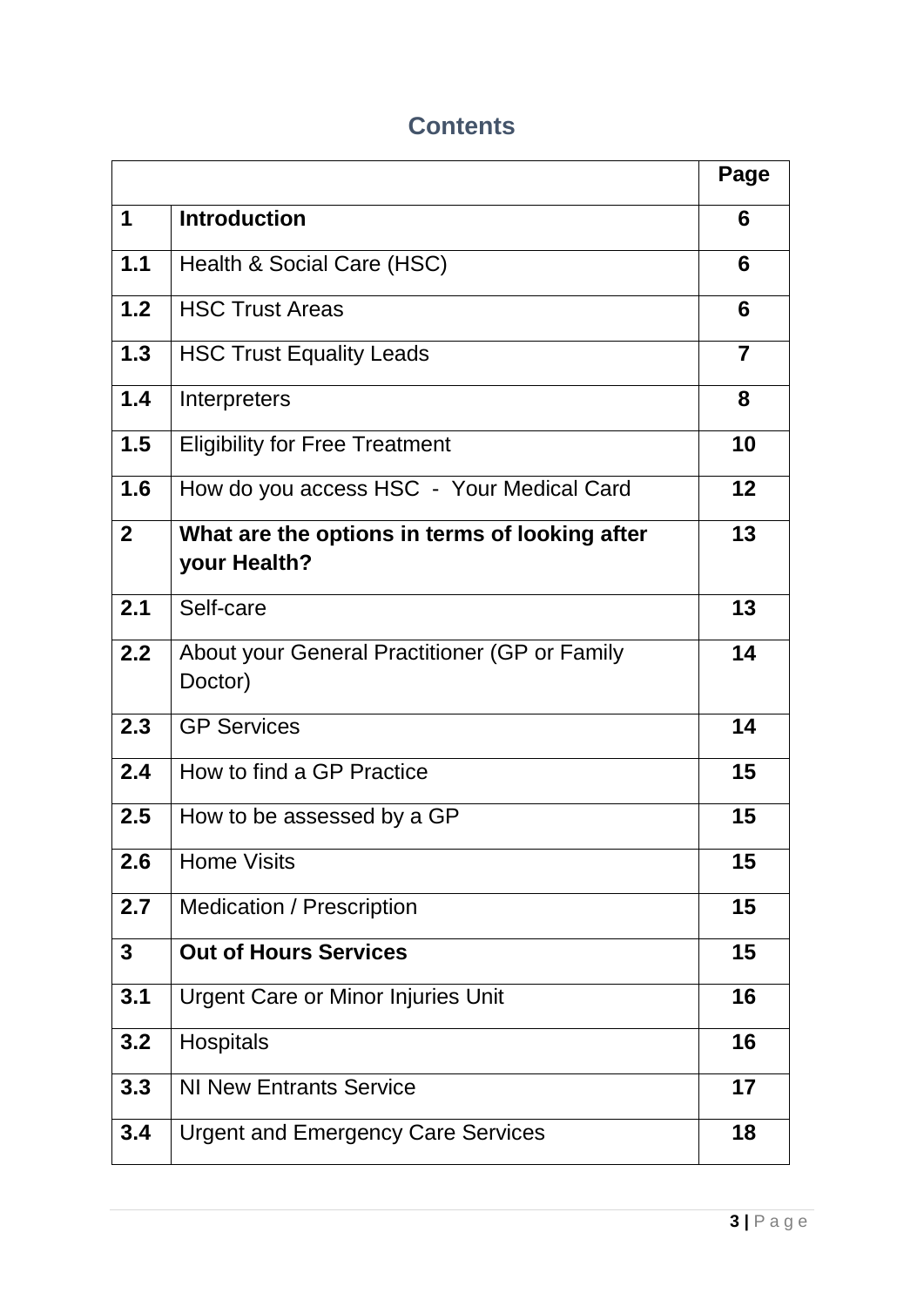# Contents

| | | Page |
|---|---|---|
| **1** | **Introduction** | **6** |
| **1.1** | Health & Social Care (HSC) | **6** |
| **1.2** | HSC Trust Areas | **6** |
| **1.3** | HSC Trust Equality Leads | **7** |
| **1.4** | Interpreters | **8** |
| **1.5** | Eligibility for Free Treatment | **10** |
| **1.6** | How do you access HSC - Your Medical Card | **12** |
| **2** | **What are the options in terms of looking after your Health?** | **13** |
| **2.1** | Self-care | **13** |
| **2.2** | About your General Practitioner (GP or Family Doctor) | **14** |
| **2.3** | GP Services | **14** |
| **2.4** | How to find a GP Practice | **15** |
| **2.5** | How to be assessed by a GP | **15** |
| **2.6** | Home Visits | **15** |
| **2.7** | Medication / Prescription | **15** |
| **3** | **Out of Hours Services** | **15** |
| **3.1** | Urgent Care or Minor Injuries Unit | **16** |
| **3.2** | Hospitals | **16** |
| **3.3** | NI New Entrants Service | **17** |
| **3.4** | Urgent and Emergency Care Services | **18** |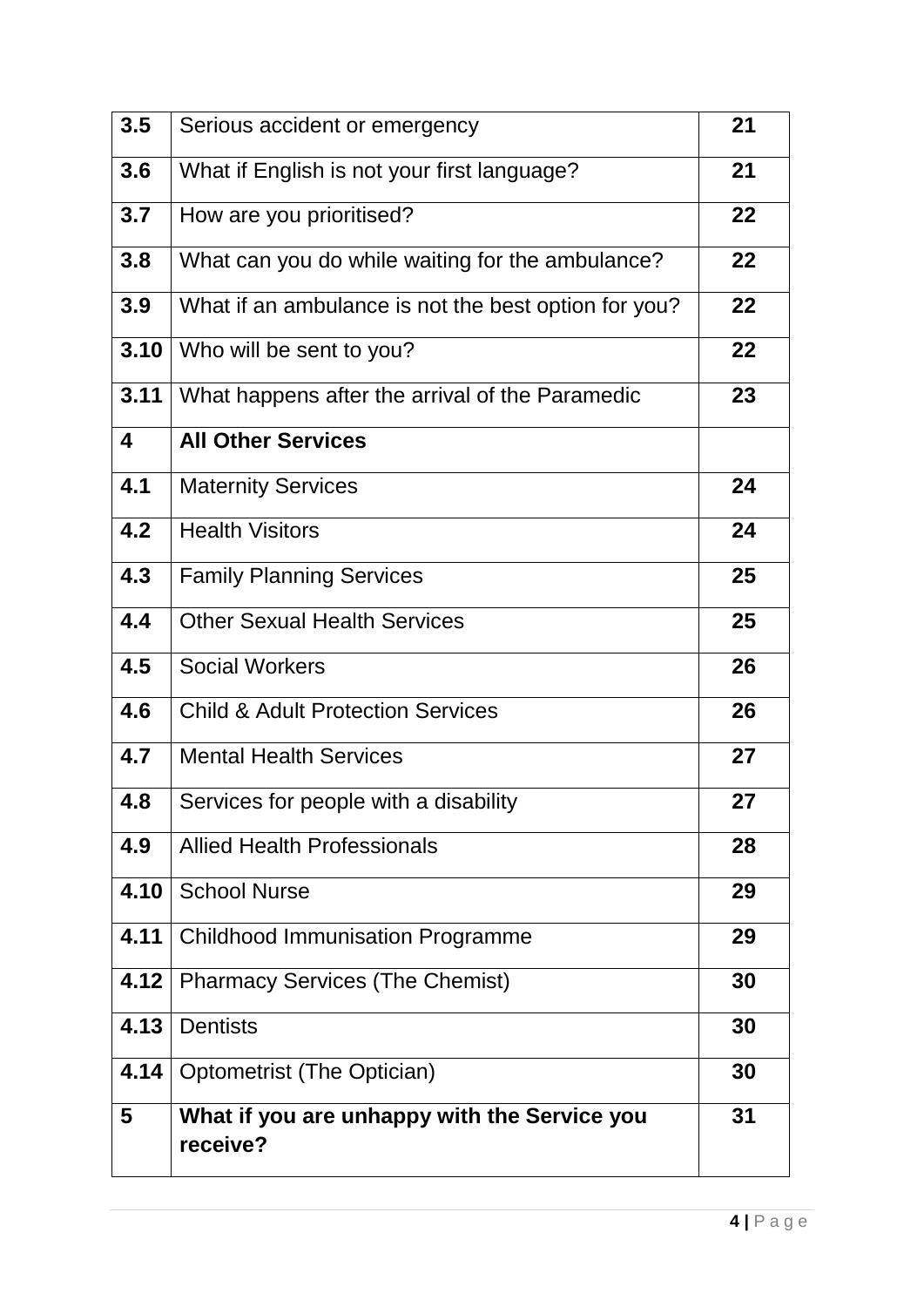| | | |
|---|---|---|
| **3.5** | Serious accident or emergency | **21** |
| **3.6** | What if English is not your first language? | **21** |
| **3.7** | How are you prioritised? | **22** |
| **3.8** | What can you do while waiting for the ambulance? | **22** |
| **3.9** | What if an ambulance is not the best option for you? | **22** |
| **3.10** | Who will be sent to you? | **22** |
| **3.11** | What happens after the arrival of the Paramedic | **23** |
| **4** | **All Other Services** | |
| **4.1** | Maternity Services | **24** |
| **4.2** | Health Visitors | **24** |
| **4.3** | Family Planning Services | **25** |
| **4.4** | Other Sexual Health Services | **25** |
| **4.5** | Social Workers | **26** |
| **4.6** | Child & Adult Protection Services | **26** |
| **4.7** | Mental Health Services | **27** |
| **4.8** | Services for people with a disability | **27** |
| **4.9** | Allied Health Professionals | **28** |
| **4.10** | School Nurse | **29** |
| **4.11** | Childhood Immunisation Programme | **29** |
| **4.12** | Pharmacy Services (The Chemist) | **30** |
| **4.13** | Dentists | **30** |
| **4.14** | Optometrist (The Optician) | **30** |
| **5** | **What if you are unhappy with the Service you receive?** | **31** |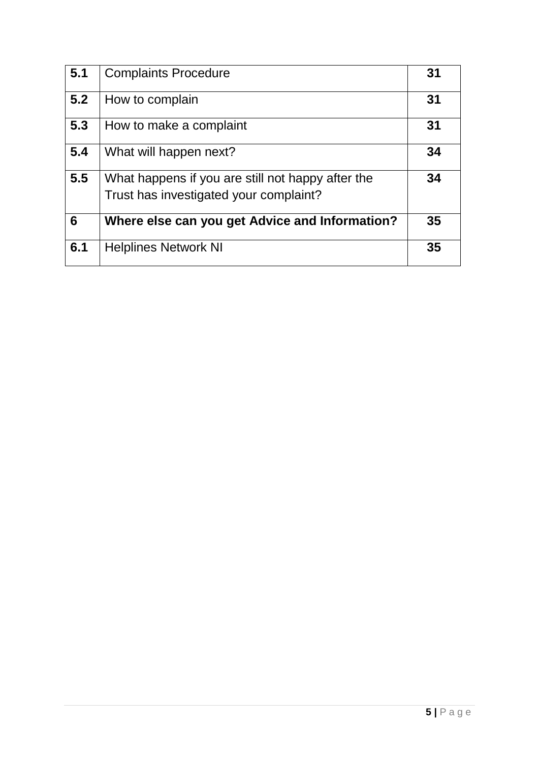| | | |
|---|---|---|
| **5.1** | Complaints Procedure | **31** |
| **5.2** | How to complain | **31** |
| **5.3** | How to make a complaint | **31** |
| **5.4** | What will happen next? | **34** |
| **5.5** | What happens if you are still not happy after the Trust has investigated your complaint? | **34** |
| **6** | **Where else can you get Advice and Information?** | **35** |
| **6.1** | Helplines Network NI | **35** |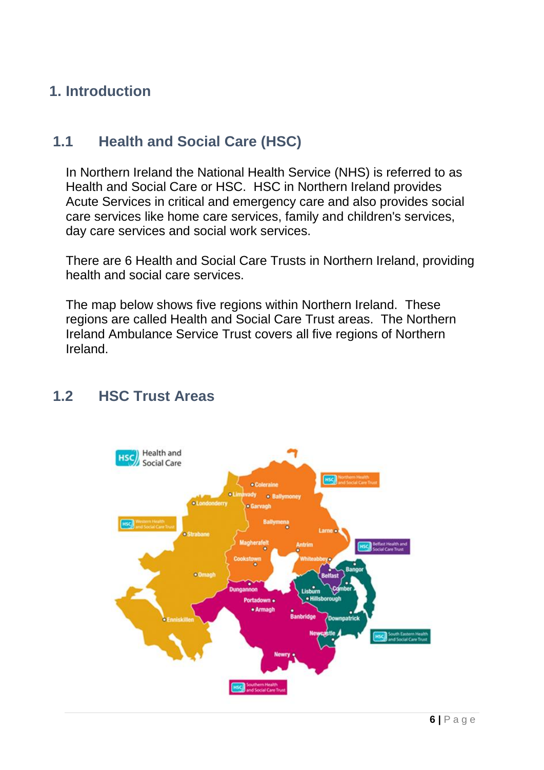# 1. Introduction

## 1.1 Health and Social Care (HSC)

In Northern Ireland the National Health Service (NHS) is referred to as Health and Social Care or HSC. HSC in Northern Ireland provides Acute Services in critical and emergency care and also provides social care services like home care services, family and children's services, day care services and social work services.

There are 6 Health and Social Care Trusts in Northern Ireland, providing health and social care services.

The map below shows five regions within Northern Ireland. These regions are called Health and Social Care Trust areas. The Northern Ireland Ambulance Service Trust covers all five regions of Northern Ireland.

## 1.2 HSC Trust Areas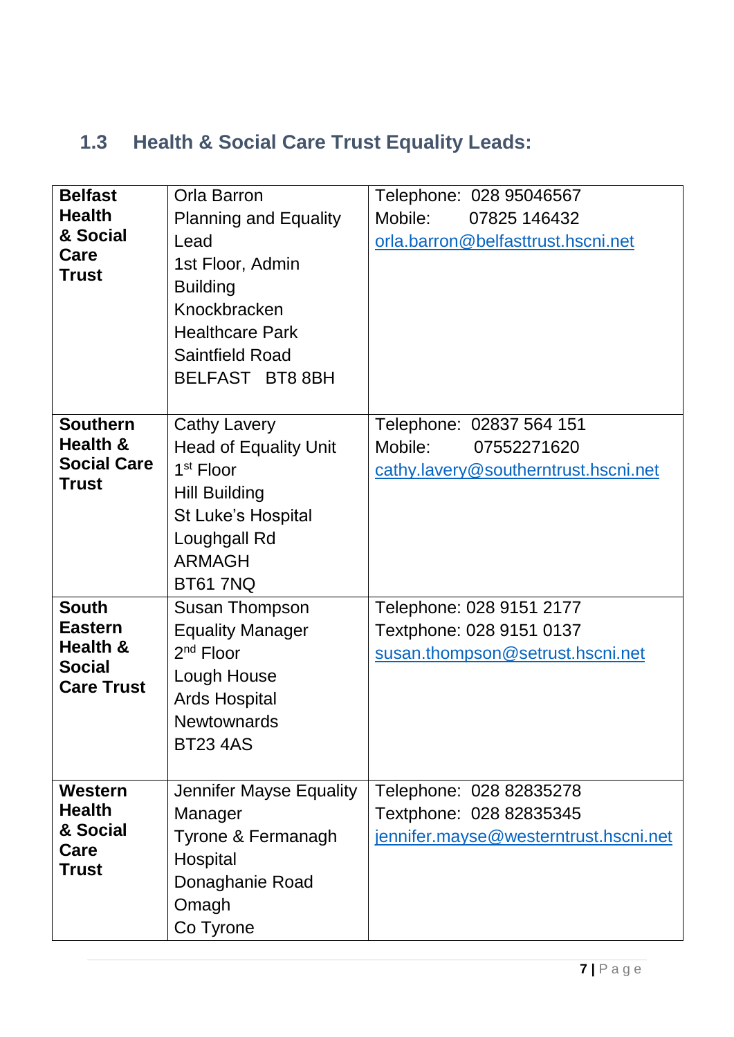## 1.3 Health & Social Care Trust Equality Leads:

| | | |
|---|---|---|
| **Belfast Health & Social Care Trust** | Orla Barron<br>Planning and Equality Lead<br>1st Floor, Admin Building<br>Knockbracken Healthcare Park<br>Saintfield Road<br>BELFAST BT8 8BH | Telephone: 028 95046567<br>Mobile: 07825 146432<br>orla.barron@belfasttrust.hscni.net |
| **Southern Health & Social Care Trust** | Cathy Lavery<br>Head of Equality Unit<br>1st Floor<br>Hill Building<br>St Luke's Hospital<br>Loughgall Rd<br>ARMAGH<br>BT61 7NQ | Telephone: 02837 564 151<br>Mobile: 07552271620<br>cathy.lavery@southerntrust.hscni.net |
| **South Eastern Health & Social Care Trust** | Susan Thompson<br>Equality Manager<br>2nd Floor<br>Lough House<br>Ards Hospital<br>Newtownards<br>BT23 4AS | Telephone: 028 9151 2177<br>Textphone: 028 9151 0137<br>susan.thompson@setrust.hscni.net |
| **Western Health & Social Care Trust** | Jennifer Mayse Equality Manager<br>Tyrone & Fermanagh Hospital<br>Donaghanie Road<br>Omagh<br>Co Tyrone | Telephone: 028 82835278<br>Textphone: 028 82835345<br>jennifer.mayse@westerntrust.hscni.net |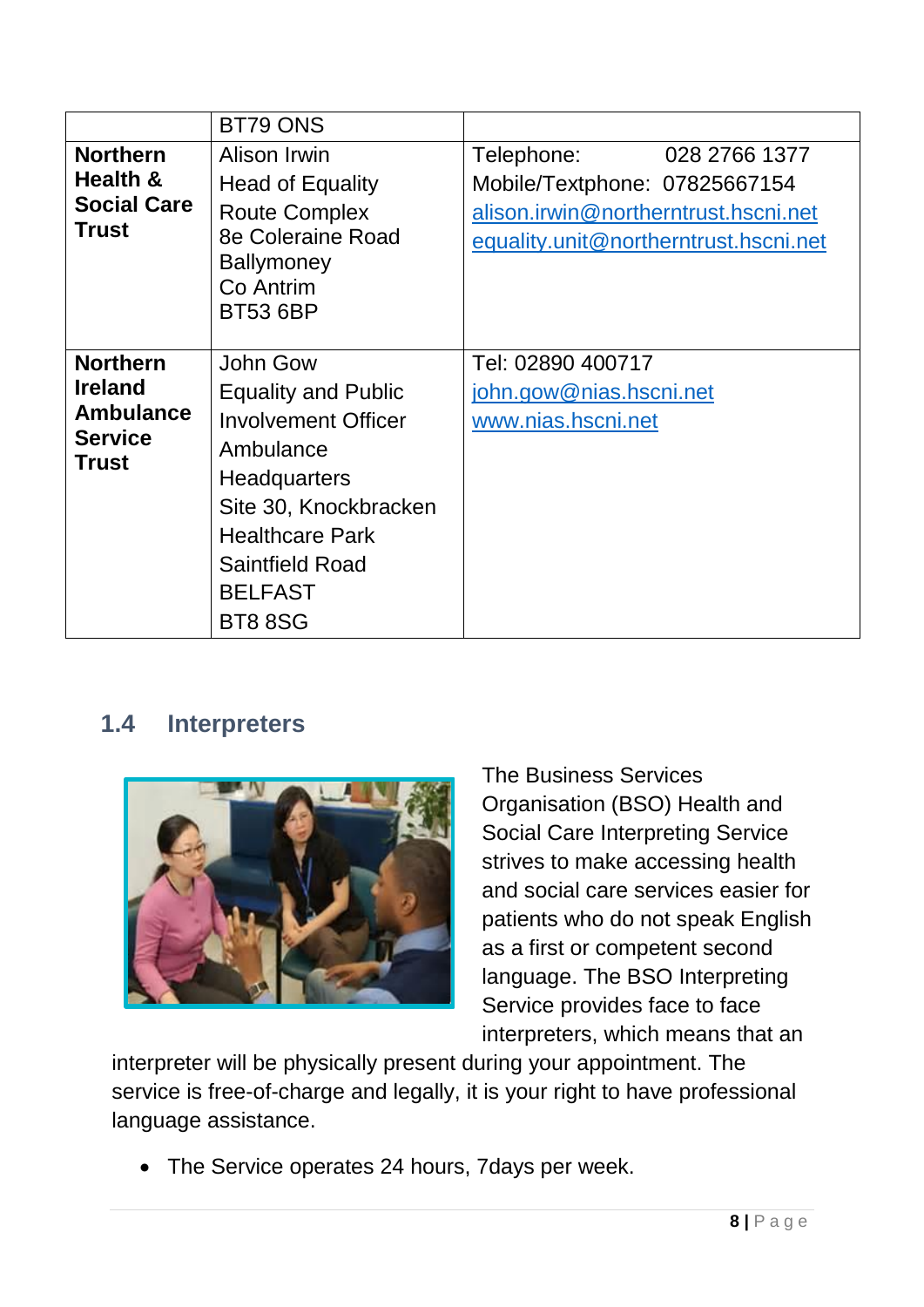| | | |
|---|---|---|
| | BT79 ONS | |
| **Northern Health & Social Care Trust** | Alison Irwin<br>Head of Equality<br>Route Complex<br>8e Coleraine Road<br>Ballymoney<br>Co Antrim<br>BT53 6BP | Telephone: 028 2766 1377<br>Mobile/Textphone: 07825667154<br>alison.irwin@northerntrust.hscni.net<br>equality.unit@northerntrust.hscni.net |
| **Northern Ireland Ambulance Service Trust** | John Gow<br>Equality and Public Involvement Officer<br>Ambulance Headquarters<br>Site 30, Knockbracken Healthcare Park<br>Saintfield Road<br>BELFAST<br>BT8 8SG | Tel: 02890 400717<br>john.gow@nias.hscni.net<br>www.nias.hscni.net |

## 1.4 Interpreters

The Business Services Organisation (BSO) Health and Social Care Interpreting Service strives to make accessing health and social care services easier for patients who do not speak English as a first or competent second language. The BSO Interpreting Service provides face to face interpreters, which means that an interpreter will be physically present during your appointment. The service is free-of-charge and legally, it is your right to have professional language assistance.

- The Service operates 24 hours, 7days per week.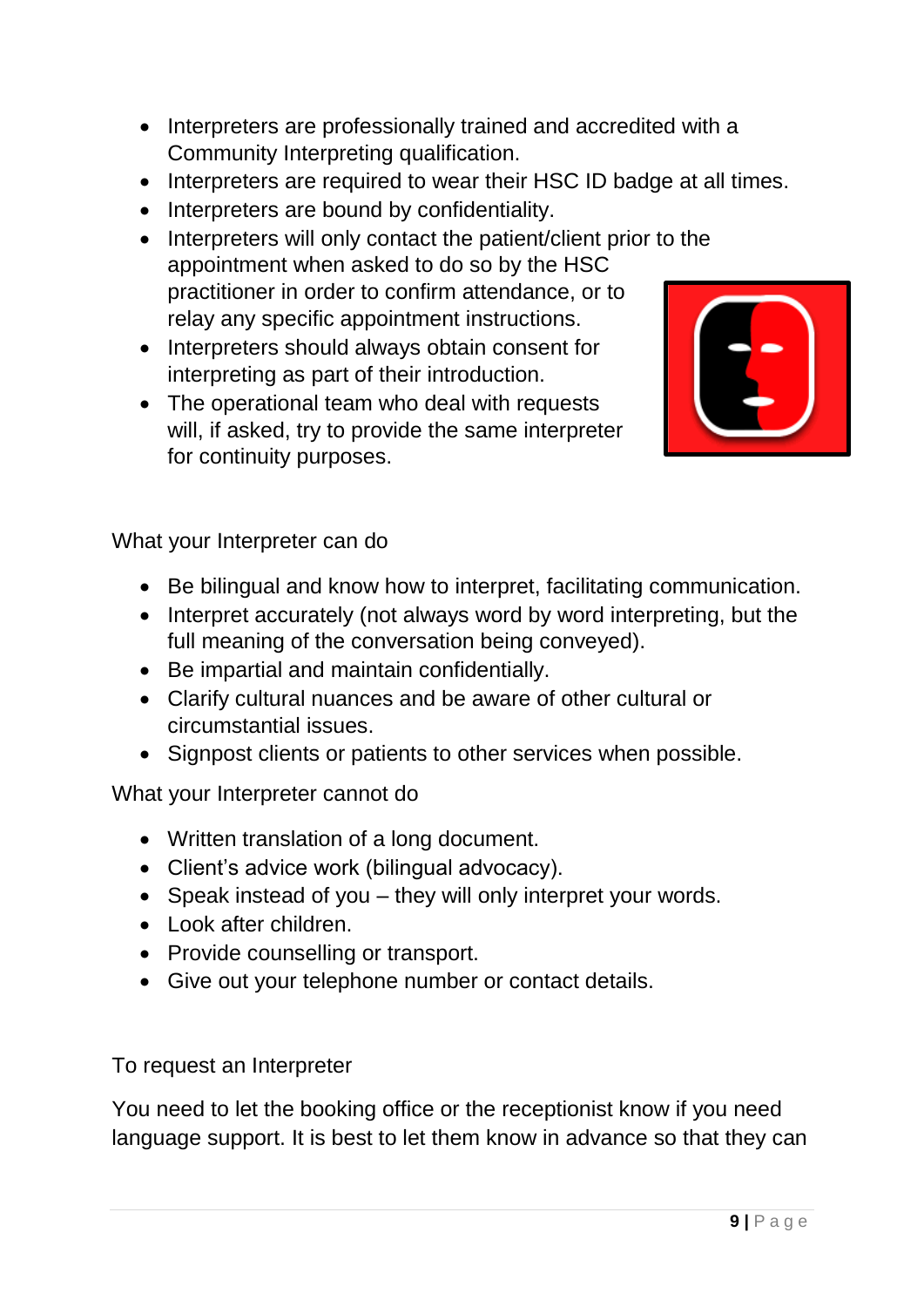- Interpreters are professionally trained and accredited with a Community Interpreting qualification.
- Interpreters are required to wear their HSC ID badge at all times.
- Interpreters are bound by confidentiality.
- Interpreters will only contact the patient/client prior to the appointment when asked to do so by the HSC practitioner in order to confirm attendance, or to relay any specific appointment instructions.
- Interpreters should always obtain consent for interpreting as part of their introduction.
- The operational team who deal with requests will, if asked, try to provide the same interpreter for continuity purposes.

What your Interpreter can do

- Be bilingual and know how to interpret, facilitating communication.
- Interpret accurately (not always word by word interpreting, but the full meaning of the conversation being conveyed).
- Be impartial and maintain confidentially.
- Clarify cultural nuances and be aware of other cultural or circumstantial issues.
- Signpost clients or patients to other services when possible.

What your Interpreter cannot do

- Written translation of a long document.
- Client's advice work (bilingual advocacy).
- Speak instead of you – they will only interpret your words.
- Look after children.
- Provide counselling or transport.
- Give out your telephone number or contact details.

To request an Interpreter

You need to let the booking office or the receptionist know if you need language support. It is best to let them know in advance so that they can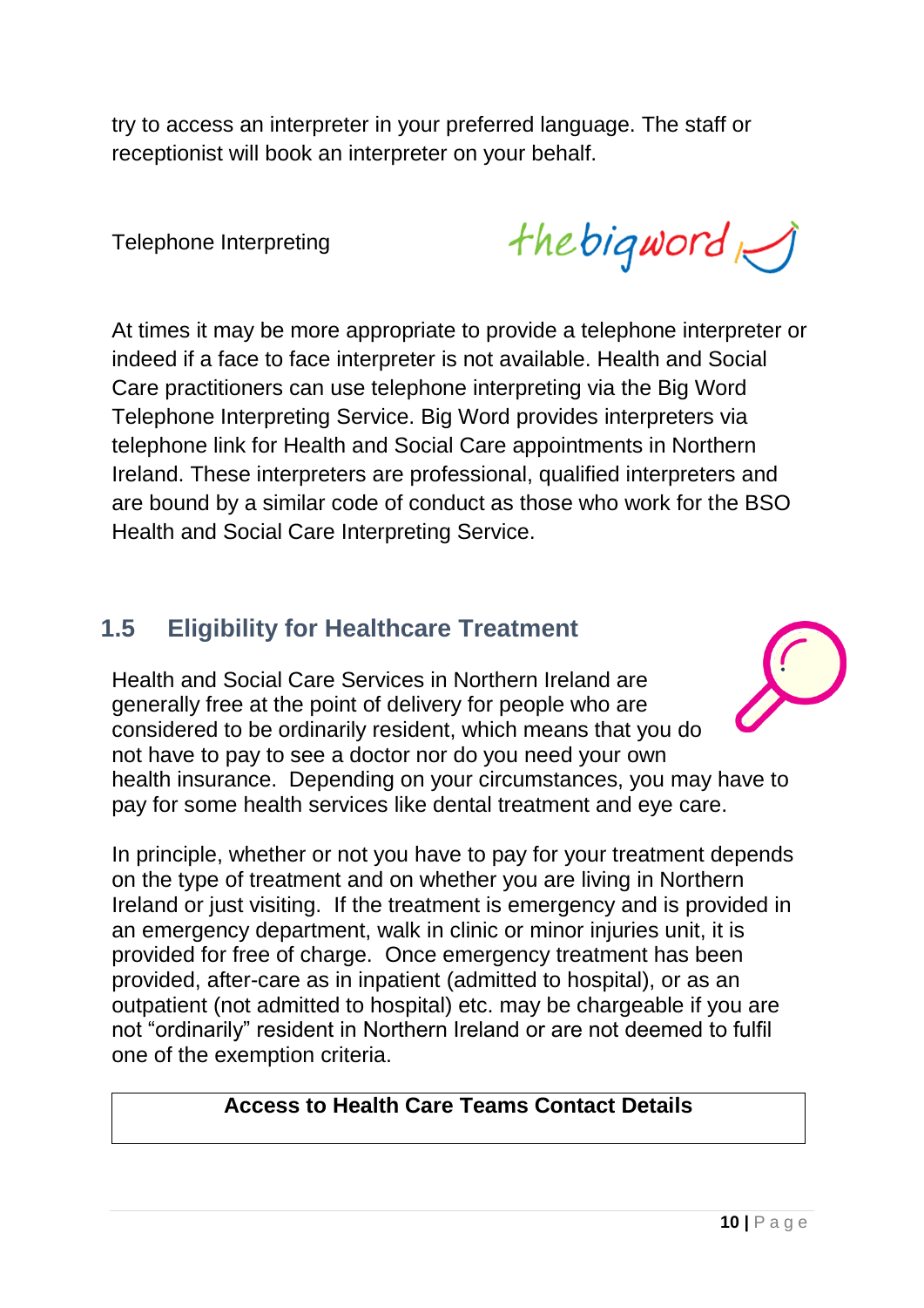try to access an interpreter in your preferred language. The staff or receptionist will book an interpreter on your behalf.

Telephone Interpreting

At times it may be more appropriate to provide a telephone interpreter or indeed if a face to face interpreter is not available. Health and Social Care practitioners can use telephone interpreting via the Big Word Telephone Interpreting Service. Big Word provides interpreters via telephone link for Health and Social Care appointments in Northern Ireland. These interpreters are professional, qualified interpreters and are bound by a similar code of conduct as those who work for the BSO Health and Social Care Interpreting Service.

## 1.5 Eligibility for Healthcare Treatment

Health and Social Care Services in Northern Ireland are generally free at the point of delivery for people who are considered to be ordinarily resident, which means that you do not have to pay to see a doctor nor do you need your own health insurance. Depending on your circumstances, you may have to pay for some health services like dental treatment and eye care.

In principle, whether or not you have to pay for your treatment depends on the type of treatment and on whether you are living in Northern Ireland or just visiting. If the treatment is emergency and is provided in an emergency department, walk in clinic or minor injuries unit, it is provided for free of charge. Once emergency treatment has been provided, after-care as in inpatient (admitted to hospital), or as an outpatient (not admitted to hospital) etc. may be chargeable if you are not "ordinarily" resident in Northern Ireland or are not deemed to fulfil one of the exemption criteria.

| **Access to Health Care Teams Contact Details** |
|---|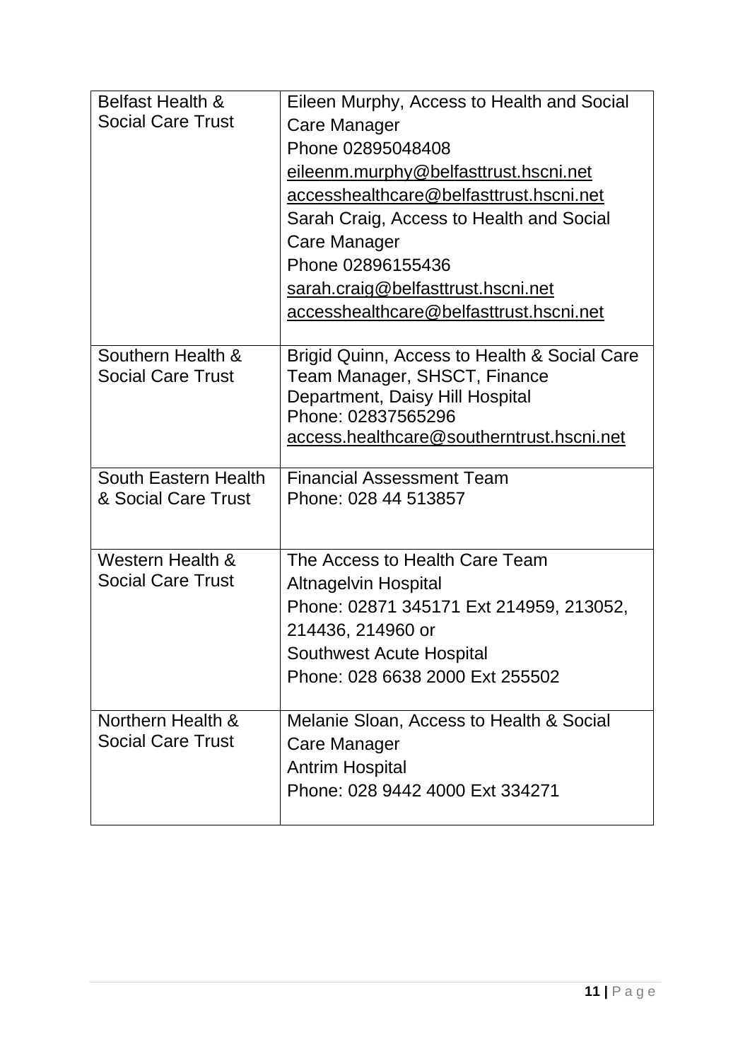| | |
|---|---|
| Belfast Health & Social Care Trust | Eileen Murphy, Access to Health and Social Care Manager<br>Phone 02895048408<br>eileenm.murphy@belfasttrust.hscni.net<br>accesshealthcare@belfasttrust.hscni.net<br>Sarah Craig, Access to Health and Social Care Manager<br>Phone 02896155436<br>sarah.craig@belfasttrust.hscni.net<br>accesshealthcare@belfasttrust.hscni.net |
| Southern Health & Social Care Trust | Brigid Quinn, Access to Health & Social Care Team Manager, SHSCT, Finance Department, Daisy Hill Hospital<br>Phone: 02837565296<br>access.healthcare@southerntrust.hscni.net |
| South Eastern Health & Social Care Trust | Financial Assessment Team<br>Phone: 028 44 513857 |
| Western Health & Social Care Trust | The Access to Health Care Team<br>Altnagelvin Hospital<br>Phone: 02871 345171 Ext 214959, 213052, 214436, 214960 or<br>Southwest Acute Hospital<br>Phone: 028 6638 2000 Ext 255502 |
| Northern Health & Social Care Trust | Melanie Sloan, Access to Health & Social Care Manager<br>Antrim Hospital<br>Phone: 028 9442 4000 Ext 334271 |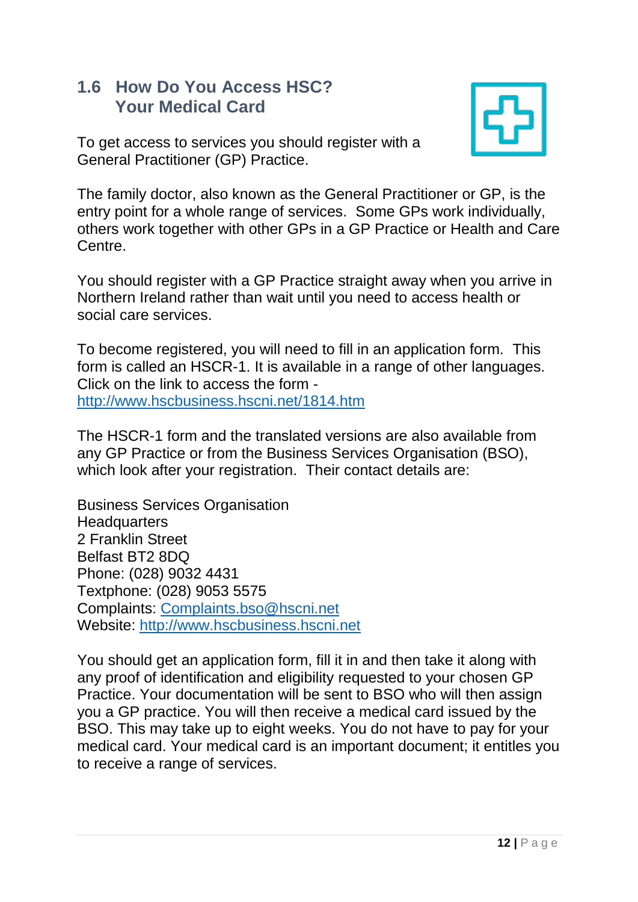## 1.6 How Do You Access HSC? Your Medical Card

To get access to services you should register with a General Practitioner (GP) Practice.

The family doctor, also known as the General Practitioner or GP, is the entry point for a whole range of services. Some GPs work individually, others work together with other GPs in a GP Practice or Health and Care Centre.

You should register with a GP Practice straight away when you arrive in Northern Ireland rather than wait until you need to access health or social care services.

To become registered, you will need to fill in an application form. This form is called an HSCR-1. It is available in a range of other languages. Click on the link to access the form - [http://www.hscbusiness.hscni.net/1814.htm](http://www.hscbusiness.hscni.net/1814.htm)

The HSCR-1 form and the translated versions are also available from any GP Practice or from the Business Services Organisation (BSO), which look after your registration. Their contact details are:

Business Services Organisation
Headquarters
2 Franklin Street
Belfast BT2 8DQ
Phone: (028) 9032 4431
Textphone: (028) 9053 5575
Complaints: [Complaints.bso@hscni.net](mailto:Complaints.bso@hscni.net)
Website: [http://www.hscbusiness.hscni.net](http://www.hscbusiness.hscni.net)

You should get an application form, fill it in and then take it along with any proof of identification and eligibility requested to your chosen GP Practice. Your documentation will be sent to BSO who will then assign you a GP practice. You will then receive a medical card issued by the BSO. This may take up to eight weeks. You do not have to pay for your medical card. Your medical card is an important document; it entitles you to receive a range of services.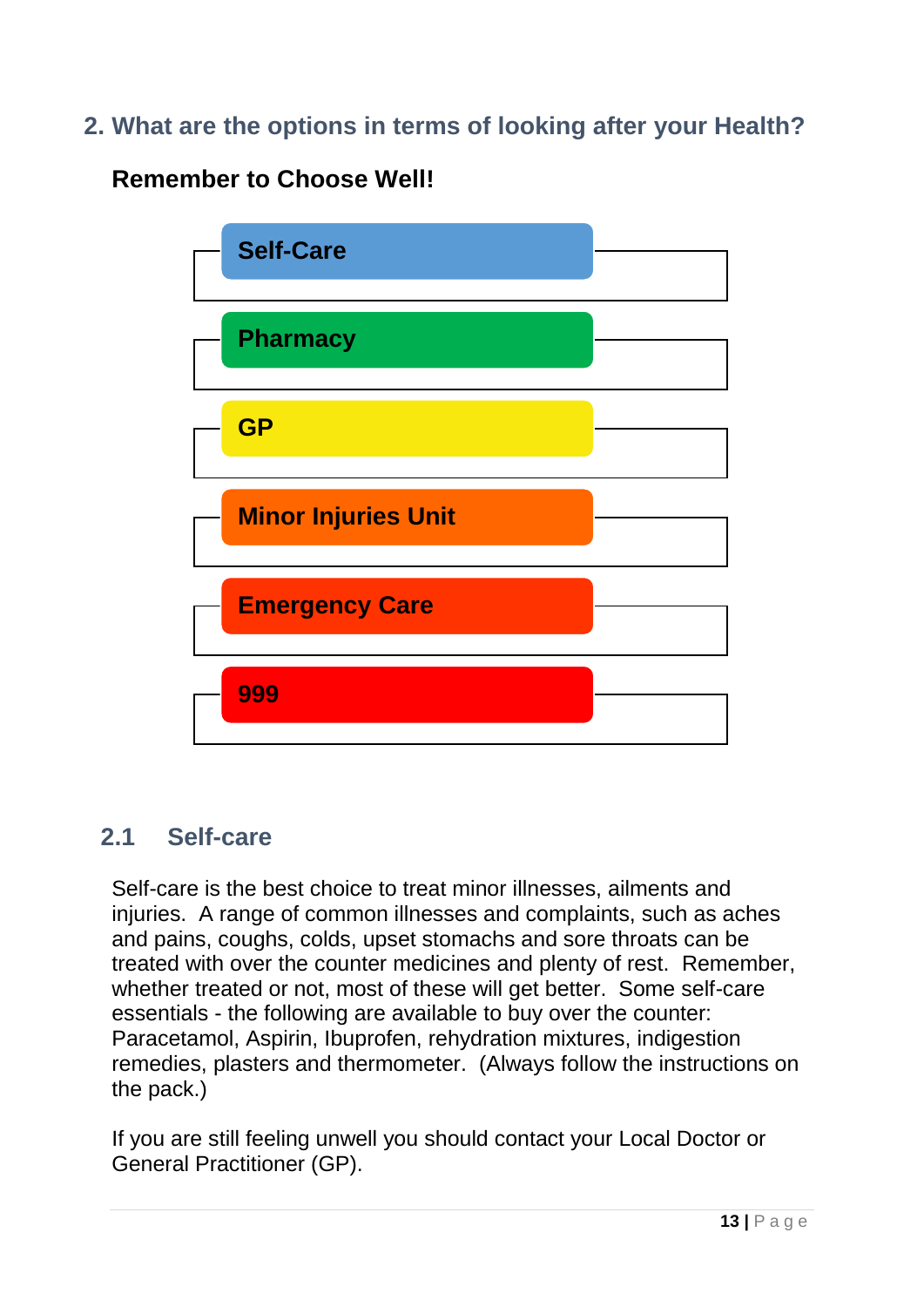## 2. What are the options in terms of looking after your Health?

**Remember to Choose Well!**

- **Self-Care**
- **Pharmacy**
- **GP**
- **Minor Injuries Unit**
- **Emergency Care**
- **999**

### 2.1 Self-care

Self-care is the best choice to treat minor illnesses, ailments and injuries. A range of common illnesses and complaints, such as aches and pains, coughs, colds, upset stomachs and sore throats can be treated with over the counter medicines and plenty of rest. Remember, whether treated or not, most of these will get better. Some self-care essentials - the following are available to buy over the counter: Paracetamol, Aspirin, Ibuprofen, rehydration mixtures, indigestion remedies, plasters and thermometer. (Always follow the instructions on the pack.)

If you are still feeling unwell you should contact your Local Doctor or General Practitioner (GP).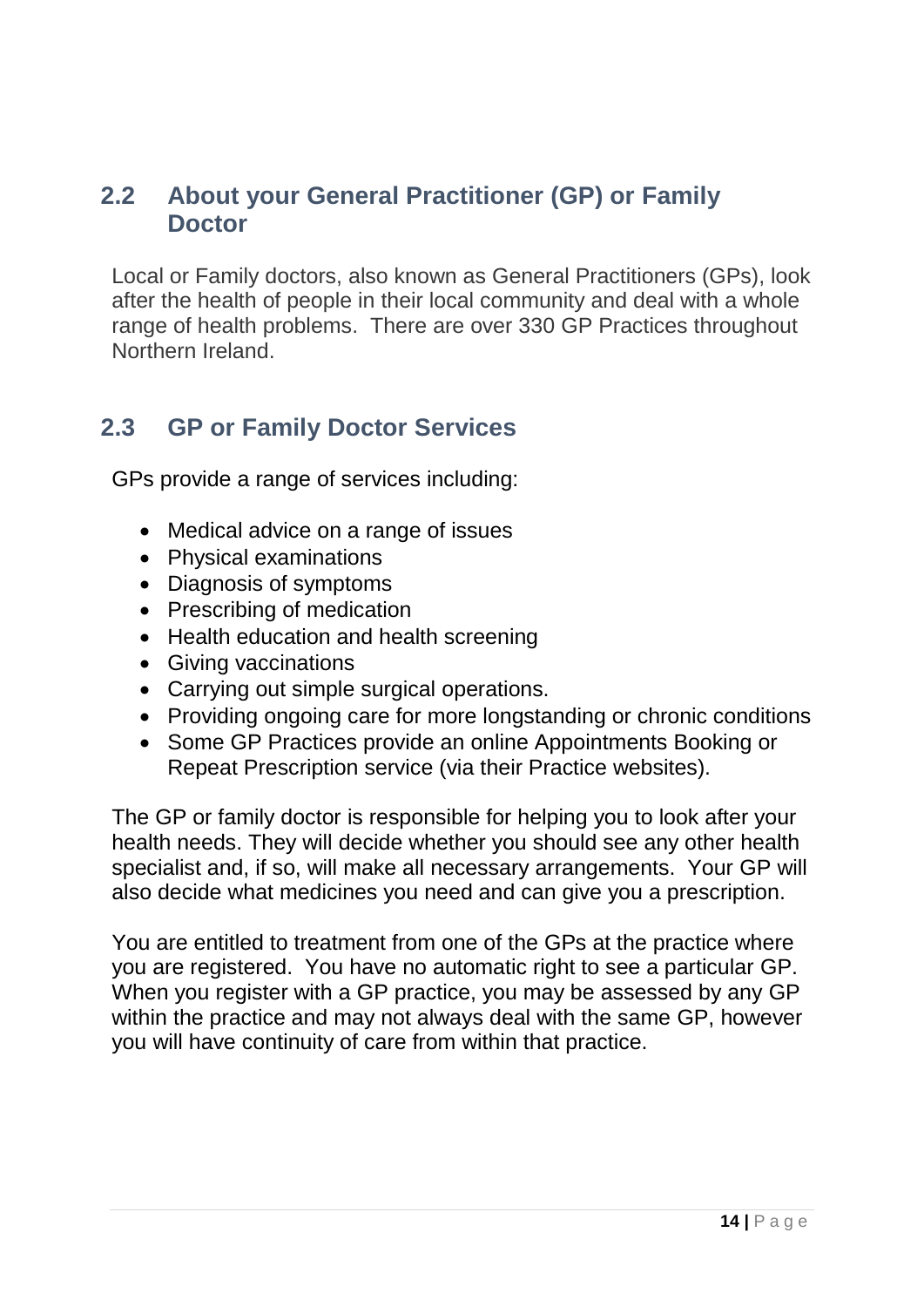## 2.2 About your General Practitioner (GP) or Family Doctor

Local or Family doctors, also known as General Practitioners (GPs), look after the health of people in their local community and deal with a whole range of health problems. There are over 330 GP Practices throughout Northern Ireland.

## 2.3 GP or Family Doctor Services

GPs provide a range of services including:

- Medical advice on a range of issues
- Physical examinations
- Diagnosis of symptoms
- Prescribing of medication
- Health education and health screening
- Giving vaccinations
- Carrying out simple surgical operations.
- Providing ongoing care for more longstanding or chronic conditions
- Some GP Practices provide an online Appointments Booking or Repeat Prescription service (via their Practice websites).

The GP or family doctor is responsible for helping you to look after your health needs. They will decide whether you should see any other health specialist and, if so, will make all necessary arrangements. Your GP will also decide what medicines you need and can give you a prescription.

You are entitled to treatment from one of the GPs at the practice where you are registered. You have no automatic right to see a particular GP. When you register with a GP practice, you may be assessed by any GP within the practice and may not always deal with the same GP, however you will have continuity of care from within that practice.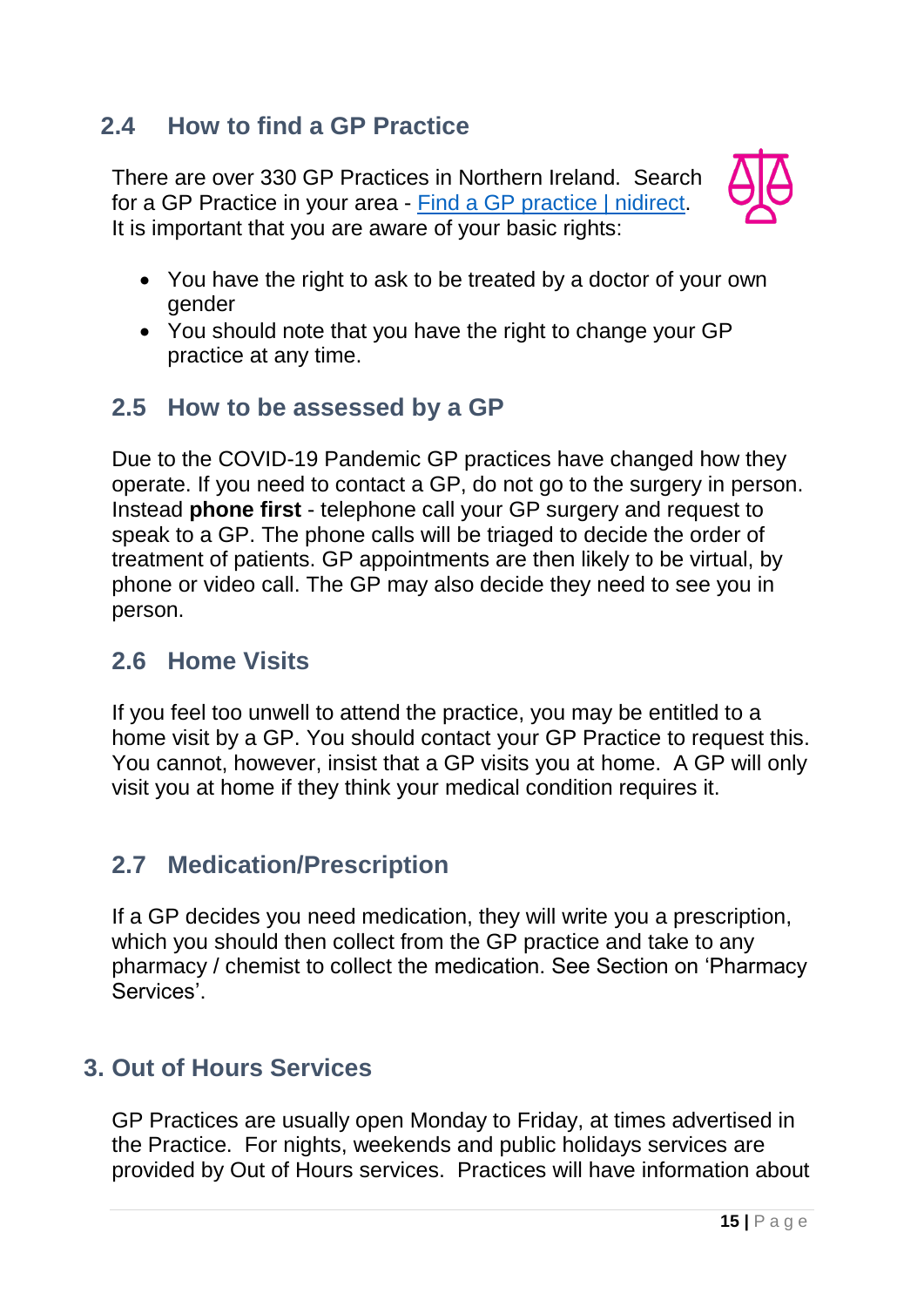## 2.4 How to find a GP Practice

There are over 330 GP Practices in Northern Ireland. Search for a GP Practice in your area - [Find a GP practice | nidirect](). It is important that you are aware of your basic rights:

- You have the right to ask to be treated by a doctor of your own gender
- You should note that you have the right to change your GP practice at any time.

## 2.5 How to be assessed by a GP

Due to the COVID-19 Pandemic GP practices have changed how they operate. If you need to contact a GP, do not go to the surgery in person. Instead **phone first** - telephone call your GP surgery and request to speak to a GP. The phone calls will be triaged to decide the order of treatment of patients. GP appointments are then likely to be virtual, by phone or video call. The GP may also decide they need to see you in person.

## 2.6 Home Visits

If you feel too unwell to attend the practice, you may be entitled to a home visit by a GP. You should contact your GP Practice to request this. You cannot, however, insist that a GP visits you at home. A GP will only visit you at home if they think your medical condition requires it.

## 2.7 Medication/Prescription

If a GP decides you need medication, they will write you a prescription, which you should then collect from the GP practice and take to any pharmacy / chemist to collect the medication. See Section on 'Pharmacy Services'.

# 3. Out of Hours Services

GP Practices are usually open Monday to Friday, at times advertised in the Practice. For nights, weekends and public holidays services are provided by Out of Hours services. Practices will have information about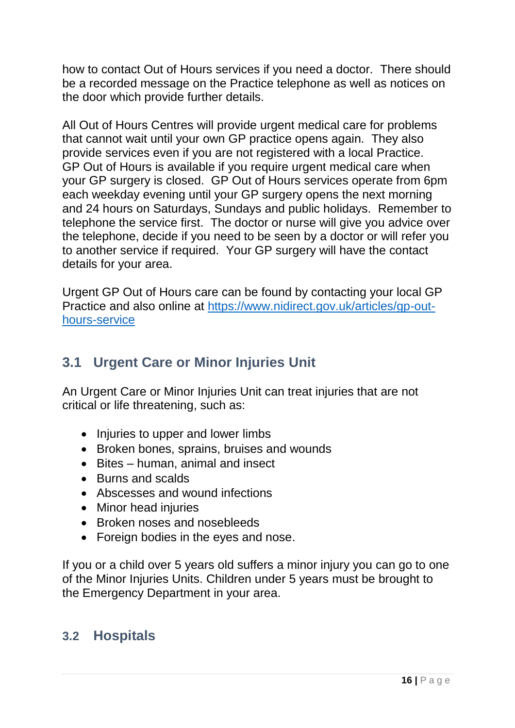how to contact Out of Hours services if you need a doctor. There should be a recorded message on the Practice telephone as well as notices on the door which provide further details.

All Out of Hours Centres will provide urgent medical care for problems that cannot wait until your own GP practice opens again. They also provide services even if you are not registered with a local Practice. GP Out of Hours is available if you require urgent medical care when your GP surgery is closed. GP Out of Hours services operate from 6pm each weekday evening until your GP surgery opens the next morning and 24 hours on Saturdays, Sundays and public holidays. Remember to telephone the service first. The doctor or nurse will give you advice over the telephone, decide if you need to be seen by a doctor or will refer you to another service if required. Your GP surgery will have the contact details for your area.

Urgent GP Out of Hours care can be found by contacting your local GP Practice and also online at [https://www.nidirect.gov.uk/articles/gp-out-hours-service](https://www.nidirect.gov.uk/articles/gp-out-hours-service)

## 3.1 Urgent Care or Minor Injuries Unit

An Urgent Care or Minor Injuries Unit can treat injuries that are not critical or life threatening, such as:

- Injuries to upper and lower limbs
- Broken bones, sprains, bruises and wounds
- Bites – human, animal and insect
- Burns and scalds
- Abscesses and wound infections
- Minor head injuries
- Broken noses and nosebleeds
- Foreign bodies in the eyes and nose.

If you or a child over 5 years old suffers a minor injury you can go to one of the Minor Injuries Units. Children under 5 years must be brought to the Emergency Department in your area.

## 3.2 Hospitals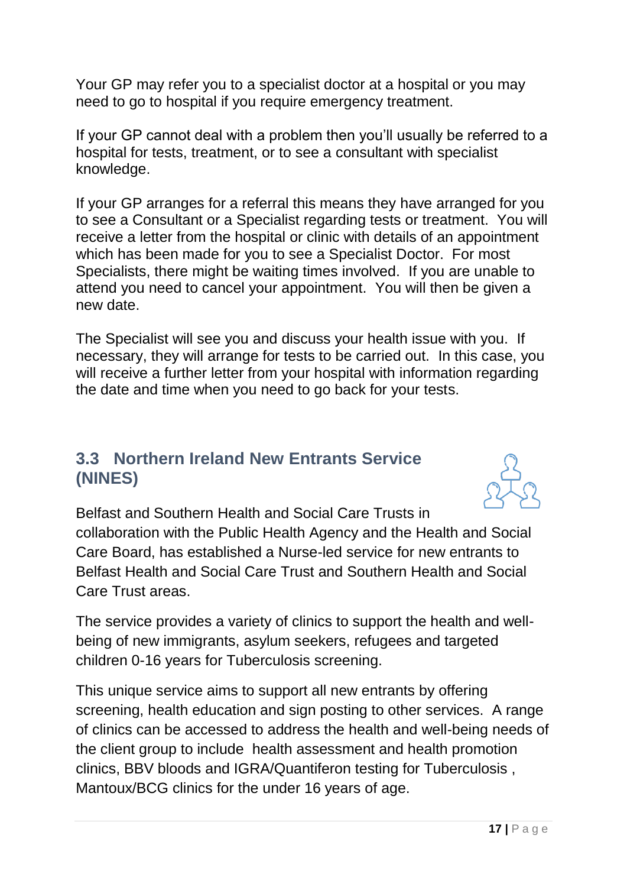Your GP may refer you to a specialist doctor at a hospital or you may need to go to hospital if you require emergency treatment.

If your GP cannot deal with a problem then you'll usually be referred to a hospital for tests, treatment, or to see a consultant with specialist knowledge.

If your GP arranges for a referral this means they have arranged for you to see a Consultant or a Specialist regarding tests or treatment. You will receive a letter from the hospital or clinic with details of an appointment which has been made for you to see a Specialist Doctor. For most Specialists, there might be waiting times involved. If you are unable to attend you need to cancel your appointment. You will then be given a new date.

The Specialist will see you and discuss your health issue with you. If necessary, they will arrange for tests to be carried out. In this case, you will receive a further letter from your hospital with information regarding the date and time when you need to go back for your tests.

## 3.3 Northern Ireland New Entrants Service (NINES)

Belfast and Southern Health and Social Care Trusts in collaboration with the Public Health Agency and the Health and Social Care Board, has established a Nurse-led service for new entrants to Belfast Health and Social Care Trust and Southern Health and Social Care Trust areas.

The service provides a variety of clinics to support the health and well-being of new immigrants, asylum seekers, refugees and targeted children 0-16 years for Tuberculosis screening.

This unique service aims to support all new entrants by offering screening, health education and sign posting to other services. A range of clinics can be accessed to address the health and well-being needs of the client group to include health assessment and health promotion clinics, BBV bloods and IGRA/Quantiferon testing for Tuberculosis , Mantoux/BCG clinics for the under 16 years of age.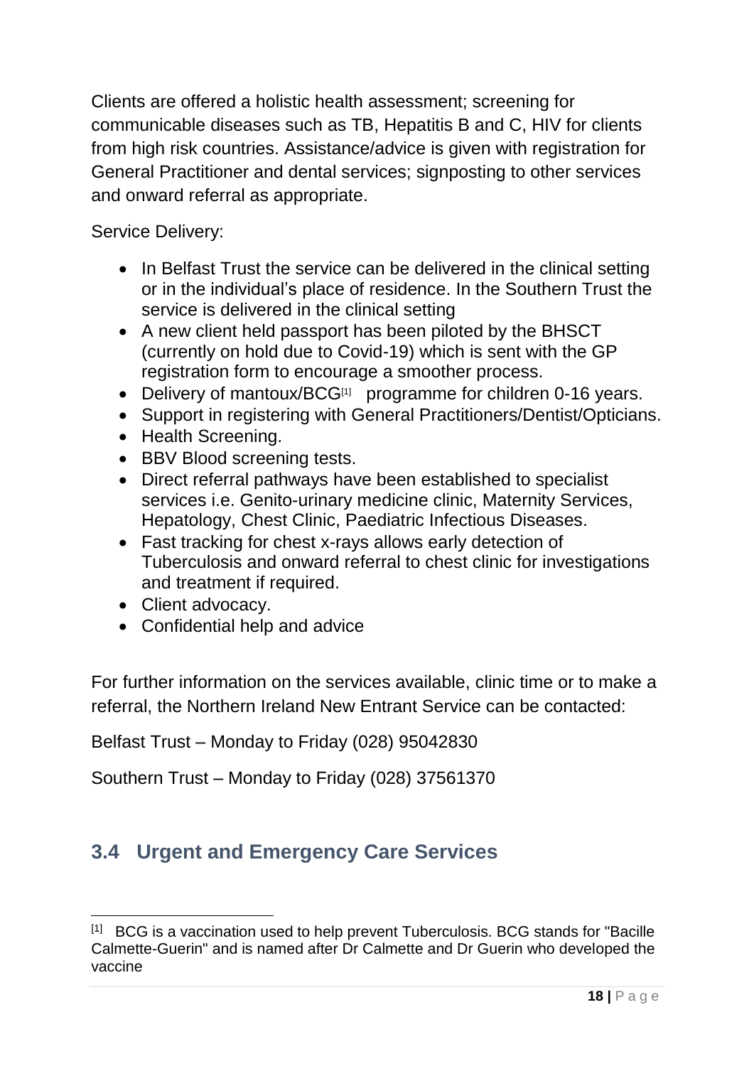Clients are offered a holistic health assessment; screening for communicable diseases such as TB, Hepatitis B and C, HIV for clients from high risk countries. Assistance/advice is given with registration for General Practitioner and dental services; signposting to other services and onward referral as appropriate.

Service Delivery:

- In Belfast Trust the service can be delivered in the clinical setting or in the individual's place of residence. In the Southern Trust the service is delivered in the clinical setting
- A new client held passport has been piloted by the BHSCT (currently on hold due to Covid-19) which is sent with the GP registration form to encourage a smoother process.
- Delivery of mantoux/BCG[1] programme for children 0-16 years.
- Support in registering with General Practitioners/Dentist/Opticians.
- Health Screening.
- BBV Blood screening tests.
- Direct referral pathways have been established to specialist services i.e. Genito-urinary medicine clinic, Maternity Services, Hepatology, Chest Clinic, Paediatric Infectious Diseases.
- Fast tracking for chest x-rays allows early detection of Tuberculosis and onward referral to chest clinic for investigations and treatment if required.
- Client advocacy.
- Confidential help and advice

For further information on the services available, clinic time or to make a referral, the Northern Ireland New Entrant Service can be contacted:

Belfast Trust – Monday to Friday (028) 95042830

Southern Trust – Monday to Friday (028) 37561370

## 3.4 Urgent and Emergency Care Services

[1] BCG is a vaccination used to help prevent Tuberculosis. BCG stands for "Bacille Calmette-Guerin" and is named after Dr Calmette and Dr Guerin who developed the vaccine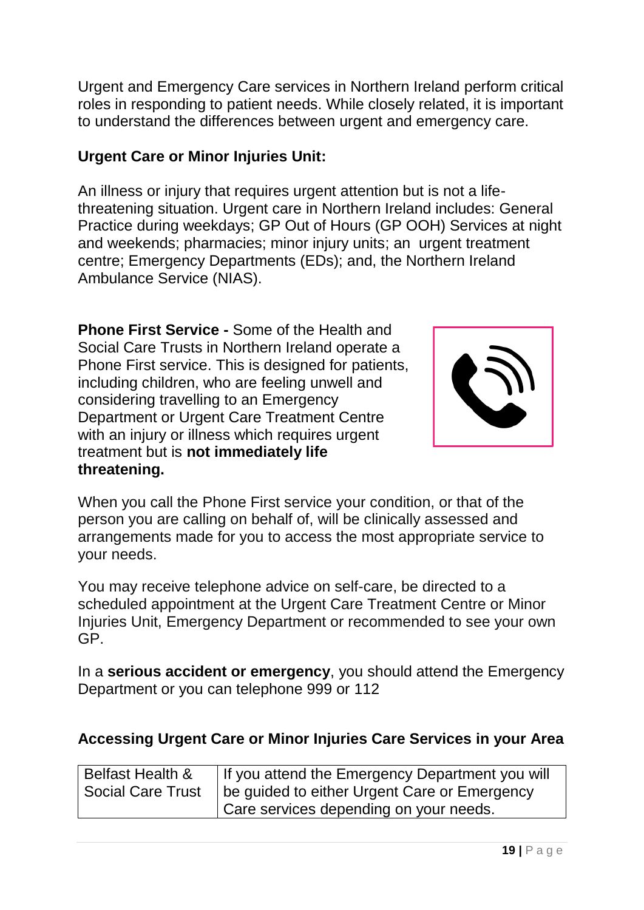Urgent and Emergency Care services in Northern Ireland perform critical roles in responding to patient needs. While closely related, it is important to understand the differences between urgent and emergency care.

**Urgent Care or Minor Injuries Unit:**

An illness or injury that requires urgent attention but is not a life-threatening situation. Urgent care in Northern Ireland includes: General Practice during weekdays; GP Out of Hours (GP OOH) Services at night and weekends; pharmacies; minor injury units; an urgent treatment centre; Emergency Departments (EDs); and, the Northern Ireland Ambulance Service (NIAS).

**Phone First Service -** Some of the Health and Social Care Trusts in Northern Ireland operate a Phone First service. This is designed for patients, including children, who are feeling unwell and considering travelling to an Emergency Department or Urgent Care Treatment Centre with an injury or illness which requires urgent treatment but is **not immediately life threatening.**

When you call the Phone First service your condition, or that of the person you are calling on behalf of, will be clinically assessed and arrangements made for you to access the most appropriate service to your needs.

You may receive telephone advice on self-care, be directed to a scheduled appointment at the Urgent Care Treatment Centre or Minor Injuries Unit, Emergency Department or recommended to see your own GP.

In a **serious accident or emergency**, you should attend the Emergency Department or you can telephone 999 or 112

**Accessing Urgent Care or Minor Injuries Care Services in your Area**

| | |
|---|---|
| Belfast Health & Social Care Trust | If you attend the Emergency Department you will be guided to either Urgent Care or Emergency Care services depending on your needs. |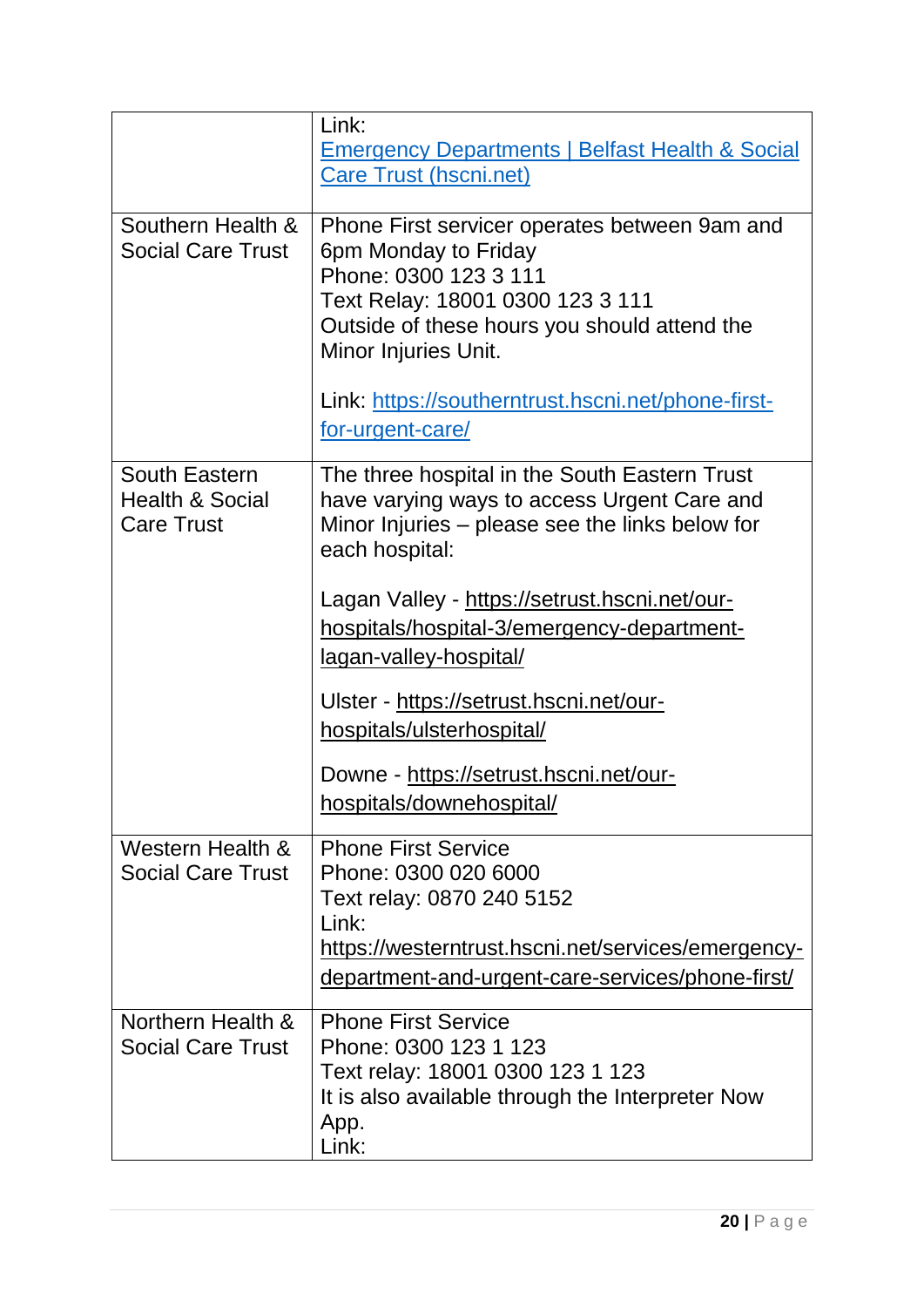| | |
|---|---|
| | Link: [Emergency Departments \| Belfast Health & Social Care Trust (hscni.net)](#) |
| Southern Health & Social Care Trust | Phone First servicer operates between 9am and 6pm Monday to Friday<br>Phone: 0300 123 3 111<br>Text Relay: 18001 0300 123 3 111<br>Outside of these hours you should attend the Minor Injuries Unit.<br><br>Link: https://southerntrust.hscni.net/phone-first-for-urgent-care/ |
| South Eastern Health & Social Care Trust | The three hospital in the South Eastern Trust have varying ways to access Urgent Care and Minor Injuries – please see the links below for each hospital:<br><br>Lagan Valley - https://setrust.hscni.net/our-hospitals/hospital-3/emergency-department-lagan-valley-hospital/<br><br>Ulster - https://setrust.hscni.net/our-hospitals/ulsterhospital/<br><br>Downe - https://setrust.hscni.net/our-hospitals/downehospital/ |
| Western Health & Social Care Trust | Phone First Service<br>Phone: 0300 020 6000<br>Text relay: 0870 240 5152<br>Link:<br>https://westerntrust.hscni.net/services/emergency-department-and-urgent-care-services/phone-first/ |
| Northern Health & Social Care Trust | Phone First Service<br>Phone: 0300 123 1 123<br>Text relay: 18001 0300 123 1 123<br>It is also available through the Interpreter Now App.<br>Link: |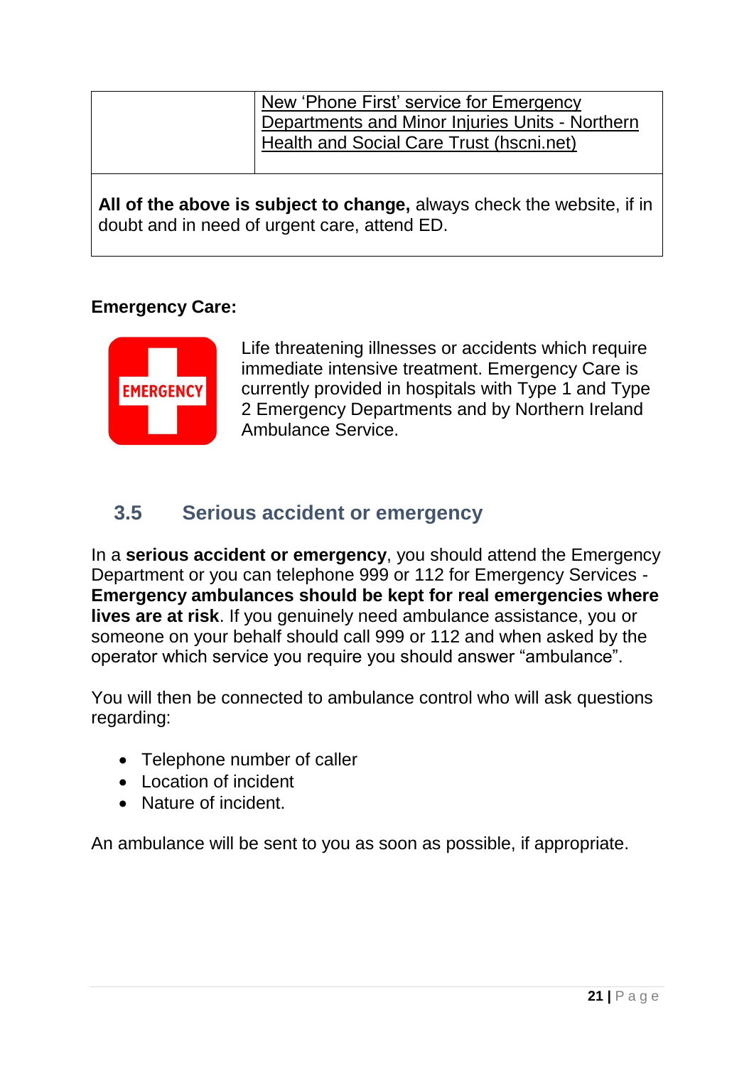| | New 'Phone First' service for Emergency Departments and Minor Injuries Units - Northern Health and Social Care Trust (hscni.net) |
|---|---|
| **All of the above is subject to change,** always check the website, if in doubt and in need of urgent care, attend ED. | |

**Emergency Care:**

Life threatening illnesses or accidents which require immediate intensive treatment. Emergency Care is currently provided in hospitals with Type 1 and Type 2 Emergency Departments and by Northern Ireland Ambulance Service.

## 3.5 Serious accident or emergency

In a **serious accident or emergency**, you should attend the Emergency Department or you can telephone 999 or 112 for Emergency Services - **Emergency ambulances should be kept for real emergencies where lives are at risk**. If you genuinely need ambulance assistance, you or someone on your behalf should call 999 or 112 and when asked by the operator which service you require you should answer "ambulance".

You will then be connected to ambulance control who will ask questions regarding:

- Telephone number of caller
- Location of incident
- Nature of incident.

An ambulance will be sent to you as soon as possible, if appropriate.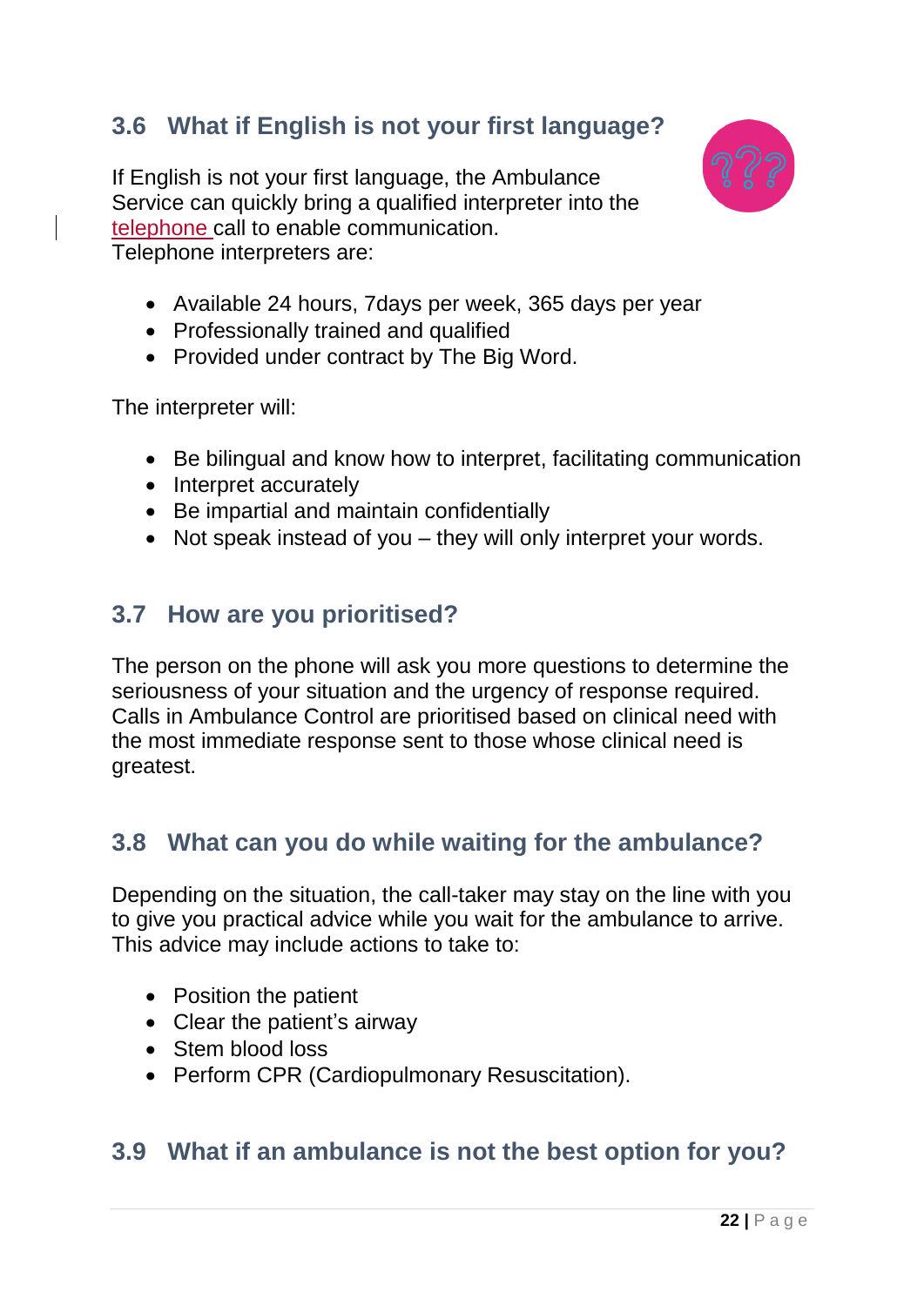## 3.6 What if English is not your first language?

If English is not your first language, the Ambulance Service can quickly bring a qualified interpreter into the telephone call to enable communication.
Telephone interpreters are:

- Available 24 hours, 7days per week, 365 days per year
- Professionally trained and qualified
- Provided under contract by The Big Word.

The interpreter will:

- Be bilingual and know how to interpret, facilitating communication
- Interpret accurately
- Be impartial and maintain confidentially
- Not speak instead of you – they will only interpret your words.

## 3.7 How are you prioritised?

The person on the phone will ask you more questions to determine the seriousness of your situation and the urgency of response required. Calls in Ambulance Control are prioritised based on clinical need with the most immediate response sent to those whose clinical need is greatest.

## 3.8 What can you do while waiting for the ambulance?

Depending on the situation, the call-taker may stay on the line with you to give you practical advice while you wait for the ambulance to arrive. This advice may include actions to take to:

- Position the patient
- Clear the patient's airway
- Stem blood loss
- Perform CPR (Cardiopulmonary Resuscitation).

## 3.9 What if an ambulance is not the best option for you?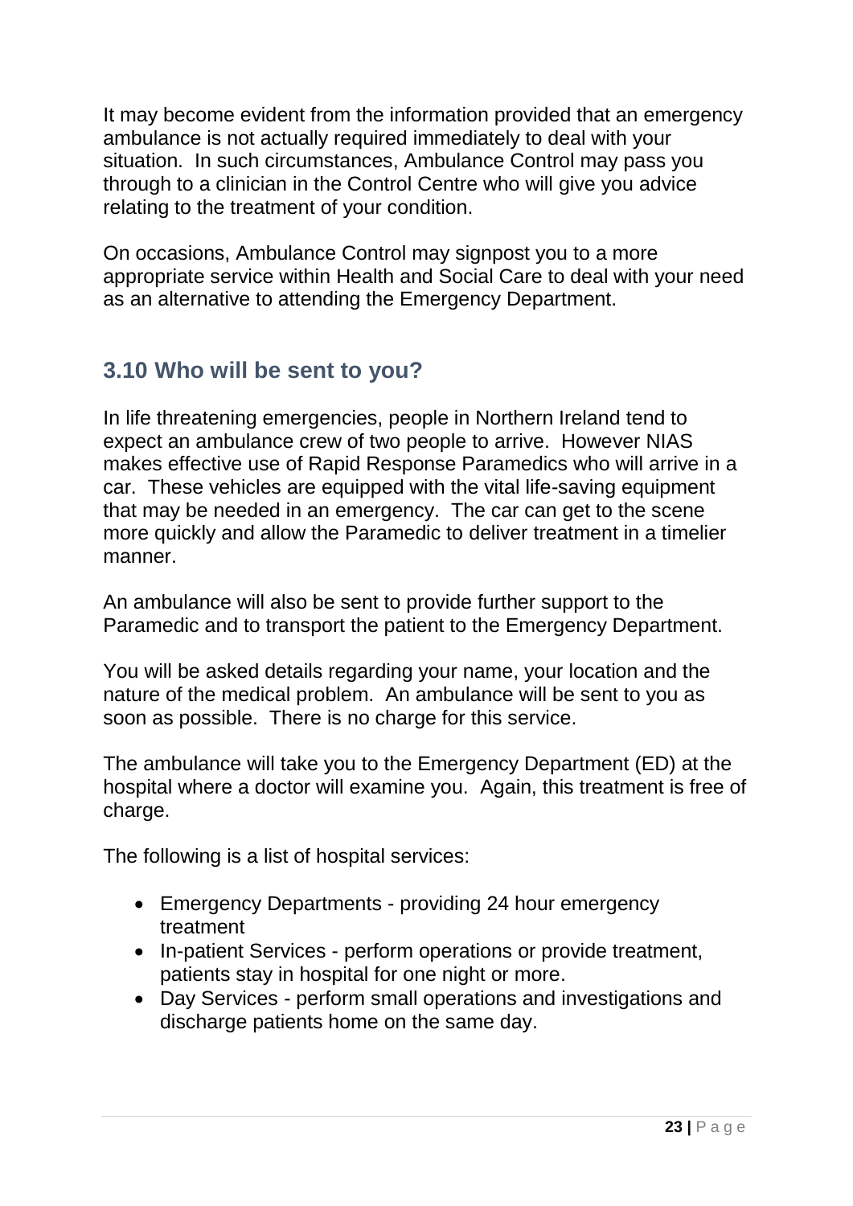It may become evident from the information provided that an emergency ambulance is not actually required immediately to deal with your situation. In such circumstances, Ambulance Control may pass you through to a clinician in the Control Centre who will give you advice relating to the treatment of your condition.

On occasions, Ambulance Control may signpost you to a more appropriate service within Health and Social Care to deal with your need as an alternative to attending the Emergency Department.

## 3.10 Who will be sent to you?

In life threatening emergencies, people in Northern Ireland tend to expect an ambulance crew of two people to arrive. However NIAS makes effective use of Rapid Response Paramedics who will arrive in a car. These vehicles are equipped with the vital life-saving equipment that may be needed in an emergency. The car can get to the scene more quickly and allow the Paramedic to deliver treatment in a timelier manner.

An ambulance will also be sent to provide further support to the Paramedic and to transport the patient to the Emergency Department.

You will be asked details regarding your name, your location and the nature of the medical problem. An ambulance will be sent to you as soon as possible. There is no charge for this service.

The ambulance will take you to the Emergency Department (ED) at the hospital where a doctor will examine you. Again, this treatment is free of charge.

The following is a list of hospital services:

- Emergency Departments - providing 24 hour emergency treatment
- In-patient Services - perform operations or provide treatment, patients stay in hospital for one night or more.
- Day Services - perform small operations and investigations and discharge patients home on the same day.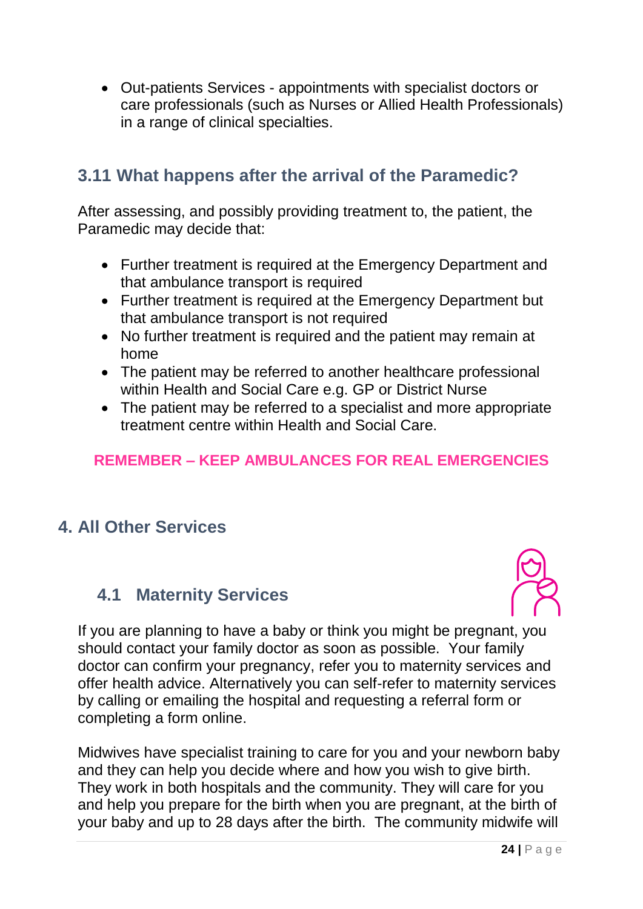- Out-patients Services - appointments with specialist doctors or care professionals (such as Nurses or Allied Health Professionals) in a range of clinical specialties.

### 3.11 What happens after the arrival of the Paramedic?

After assessing, and possibly providing treatment to, the patient, the Paramedic may decide that:

- Further treatment is required at the Emergency Department and that ambulance transport is required
- Further treatment is required at the Emergency Department but that ambulance transport is not required
- No further treatment is required and the patient may remain at home
- The patient may be referred to another healthcare professional within Health and Social Care e.g. GP or District Nurse
- The patient may be referred to a specialist and more appropriate treatment centre within Health and Social Care.

**REMEMBER – KEEP AMBULANCES FOR REAL EMERGENCIES**

## 4. All Other Services

### 4.1 Maternity Services

If you are planning to have a baby or think you might be pregnant, you should contact your family doctor as soon as possible. Your family doctor can confirm your pregnancy, refer you to maternity services and offer health advice. Alternatively you can self-refer to maternity services by calling or emailing the hospital and requesting a referral form or completing a form online.

Midwives have specialist training to care for you and your newborn baby and they can help you decide where and how you wish to give birth. They work in both hospitals and the community. They will care for you and help you prepare for the birth when you are pregnant, at the birth of your baby and up to 28 days after the birth. The community midwife will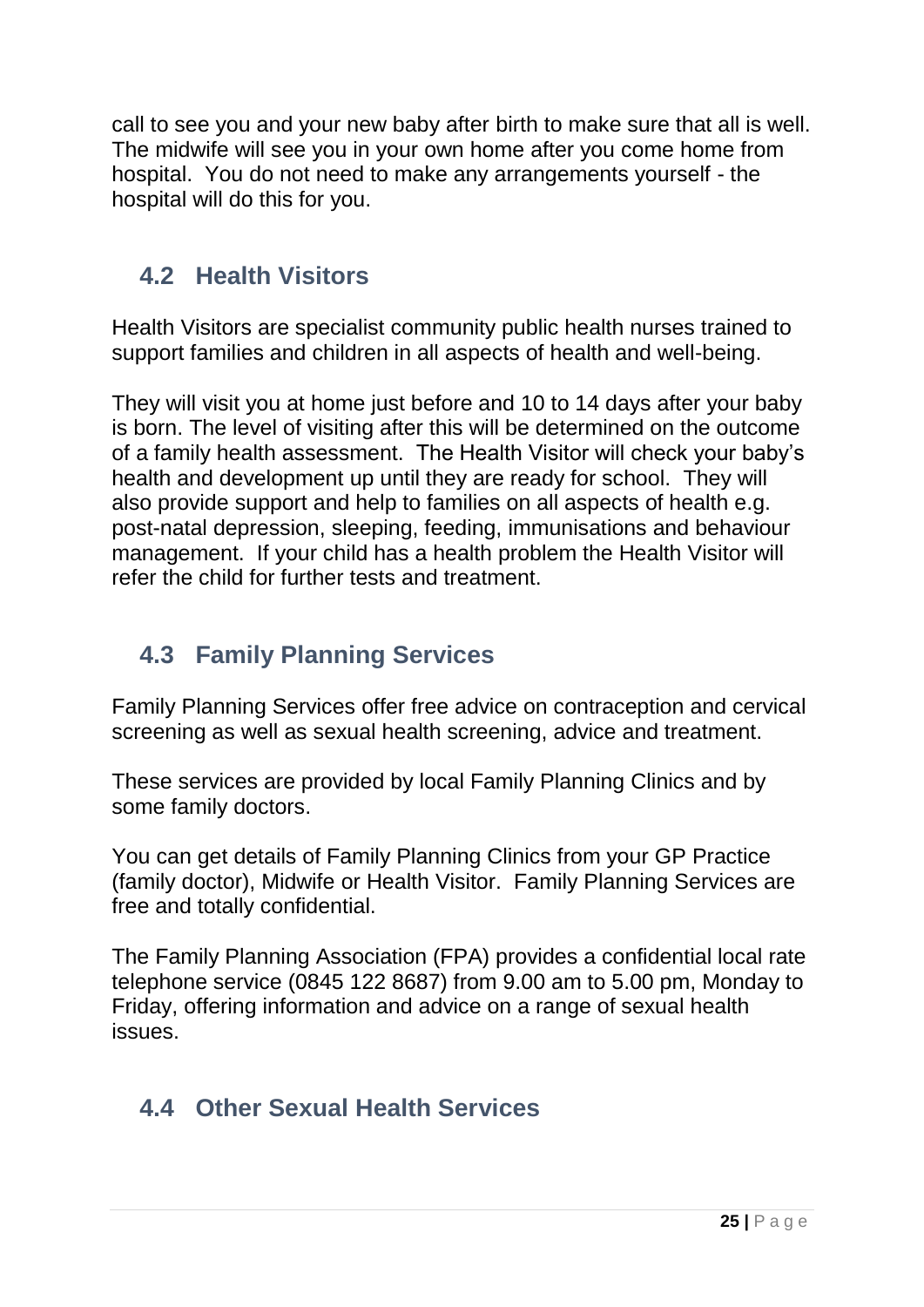call to see you and your new baby after birth to make sure that all is well. The midwife will see you in your own home after you come home from hospital. You do not need to make any arrangements yourself - the hospital will do this for you.

## 4.2 Health Visitors

Health Visitors are specialist community public health nurses trained to support families and children in all aspects of health and well-being.

They will visit you at home just before and 10 to 14 days after your baby is born. The level of visiting after this will be determined on the outcome of a family health assessment. The Health Visitor will check your baby's health and development up until they are ready for school. They will also provide support and help to families on all aspects of health e.g. post-natal depression, sleeping, feeding, immunisations and behaviour management. If your child has a health problem the Health Visitor will refer the child for further tests and treatment.

## 4.3 Family Planning Services

Family Planning Services offer free advice on contraception and cervical screening as well as sexual health screening, advice and treatment.

These services are provided by local Family Planning Clinics and by some family doctors.

You can get details of Family Planning Clinics from your GP Practice (family doctor), Midwife or Health Visitor. Family Planning Services are free and totally confidential.

The Family Planning Association (FPA) provides a confidential local rate telephone service (0845 122 8687) from 9.00 am to 5.00 pm, Monday to Friday, offering information and advice on a range of sexual health issues.

## 4.4 Other Sexual Health Services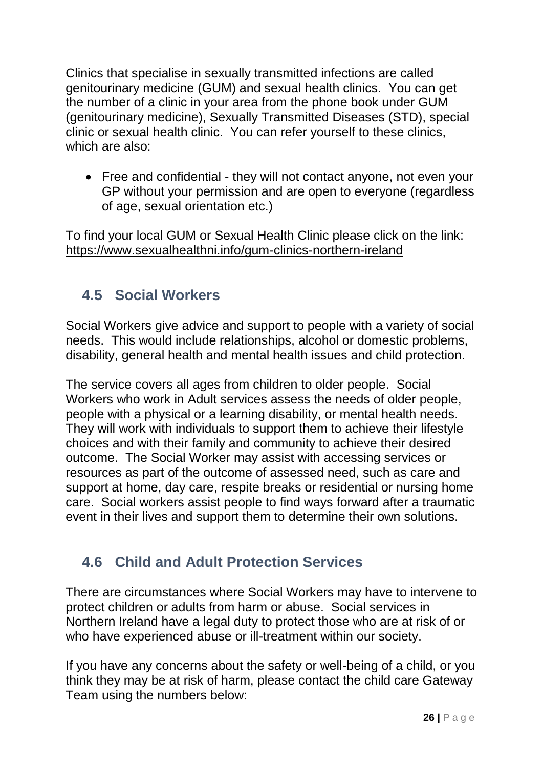Clinics that specialise in sexually transmitted infections are called genitourinary medicine (GUM) and sexual health clinics. You can get the number of a clinic in your area from the phone book under GUM (genitourinary medicine), Sexually Transmitted Diseases (STD), special clinic or sexual health clinic. You can refer yourself to these clinics, which are also:

- Free and confidential - they will not contact anyone, not even your GP without your permission and are open to everyone (regardless of age, sexual orientation etc.)

To find your local GUM or Sexual Health Clinic please click on the link: https://www.sexualhealthni.info/gum-clinics-northern-ireland

## 4.5 Social Workers

Social Workers give advice and support to people with a variety of social needs. This would include relationships, alcohol or domestic problems, disability, general health and mental health issues and child protection.

The service covers all ages from children to older people. Social Workers who work in Adult services assess the needs of older people, people with a physical or a learning disability, or mental health needs. They will work with individuals to support them to achieve their lifestyle choices and with their family and community to achieve their desired outcome. The Social Worker may assist with accessing services or resources as part of the outcome of assessed need, such as care and support at home, day care, respite breaks or residential or nursing home care. Social workers assist people to find ways forward after a traumatic event in their lives and support them to determine their own solutions.

## 4.6 Child and Adult Protection Services

There are circumstances where Social Workers may have to intervene to protect children or adults from harm or abuse. Social services in Northern Ireland have a legal duty to protect those who are at risk of or who have experienced abuse or ill-treatment within our society.

If you have any concerns about the safety or well-being of a child, or you think they may be at risk of harm, please contact the child care Gateway Team using the numbers below: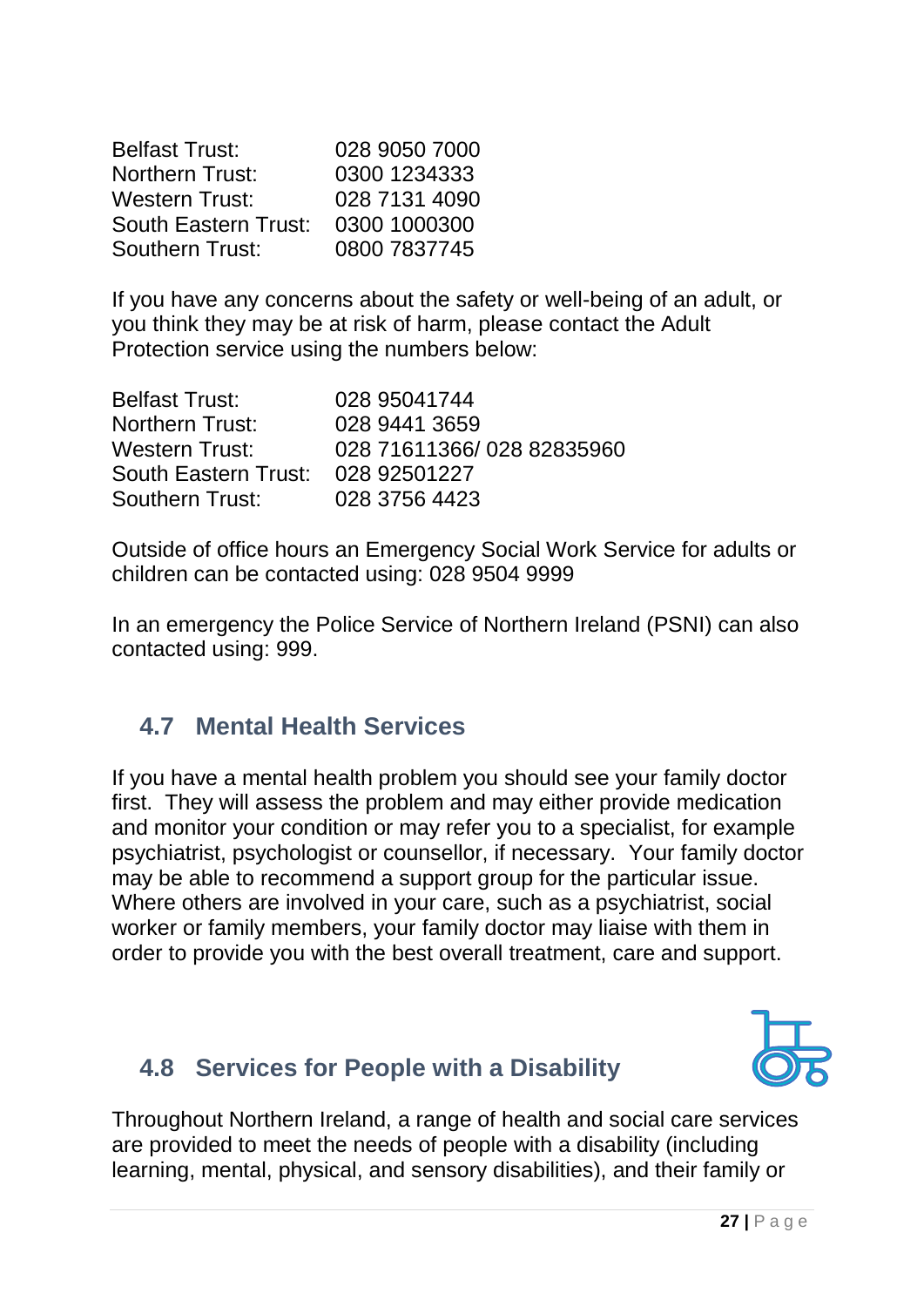| | |
|---|---|
| Belfast Trust: | 028 9050 7000 |
| Northern Trust: | 0300 1234333 |
| Western Trust: | 028 7131 4090 |
| South Eastern Trust: | 0300 1000300 |
| Southern Trust: | 0800 7837745 |

If you have any concerns about the safety or well-being of an adult, or you think they may be at risk of harm, please contact the Adult Protection service using the numbers below:

| | |
|---|---|
| Belfast Trust: | 028 95041744 |
| Northern Trust: | 028 9441 3659 |
| Western Trust: | 028 71611366/ 028 82835960 |
| South Eastern Trust: | 028 92501227 |
| Southern Trust: | 028 3756 4423 |

Outside of office hours an Emergency Social Work Service for adults or children can be contacted using: 028 9504 9999

In an emergency the Police Service of Northern Ireland (PSNI) can also contacted using: 999.

## 4.7 Mental Health Services

If you have a mental health problem you should see your family doctor first. They will assess the problem and may either provide medication and monitor your condition or may refer you to a specialist, for example psychiatrist, psychologist or counsellor, if necessary. Your family doctor may be able to recommend a support group for the particular issue. Where others are involved in your care, such as a psychiatrist, social worker or family members, your family doctor may liaise with them in order to provide you with the best overall treatment, care and support.

## 4.8 Services for People with a Disability

Throughout Northern Ireland, a range of health and social care services are provided to meet the needs of people with a disability (including learning, mental, physical, and sensory disabilities), and their family or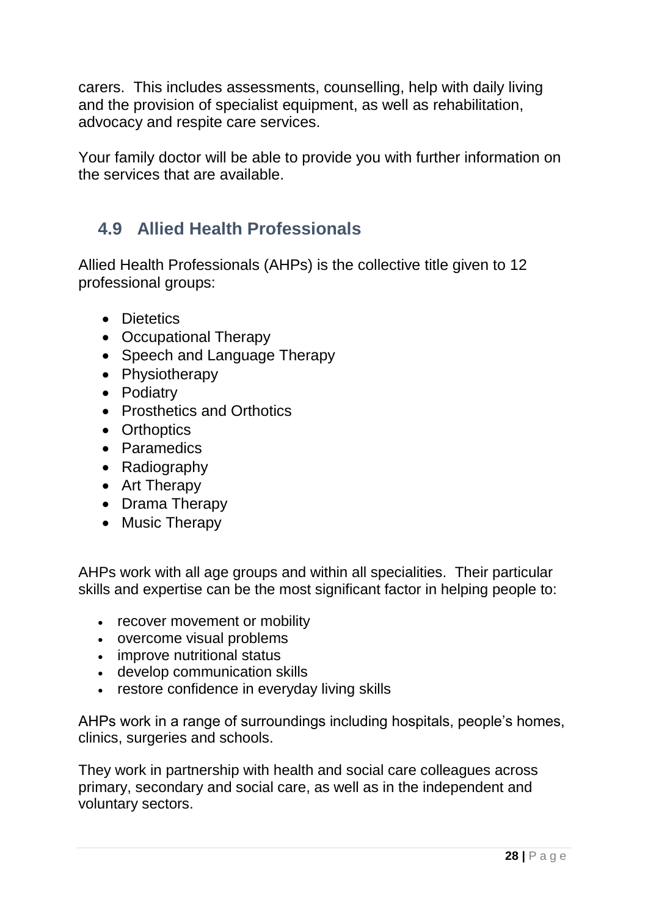carers. This includes assessments, counselling, help with daily living and the provision of specialist equipment, as well as rehabilitation, advocacy and respite care services.

Your family doctor will be able to provide you with further information on the services that are available.

## 4.9 Allied Health Professionals

Allied Health Professionals (AHPs) is the collective title given to 12 professional groups:

- Dietetics
- Occupational Therapy
- Speech and Language Therapy
- Physiotherapy
- Podiatry
- Prosthetics and Orthotics
- Orthoptics
- Paramedics
- Radiography
- Art Therapy
- Drama Therapy
- Music Therapy

AHPs work with all age groups and within all specialities. Their particular skills and expertise can be the most significant factor in helping people to:

- recover movement or mobility
- overcome visual problems
- improve nutritional status
- develop communication skills
- restore confidence in everyday living skills

AHPs work in a range of surroundings including hospitals, people's homes, clinics, surgeries and schools.

They work in partnership with health and social care colleagues across primary, secondary and social care, as well as in the independent and voluntary sectors.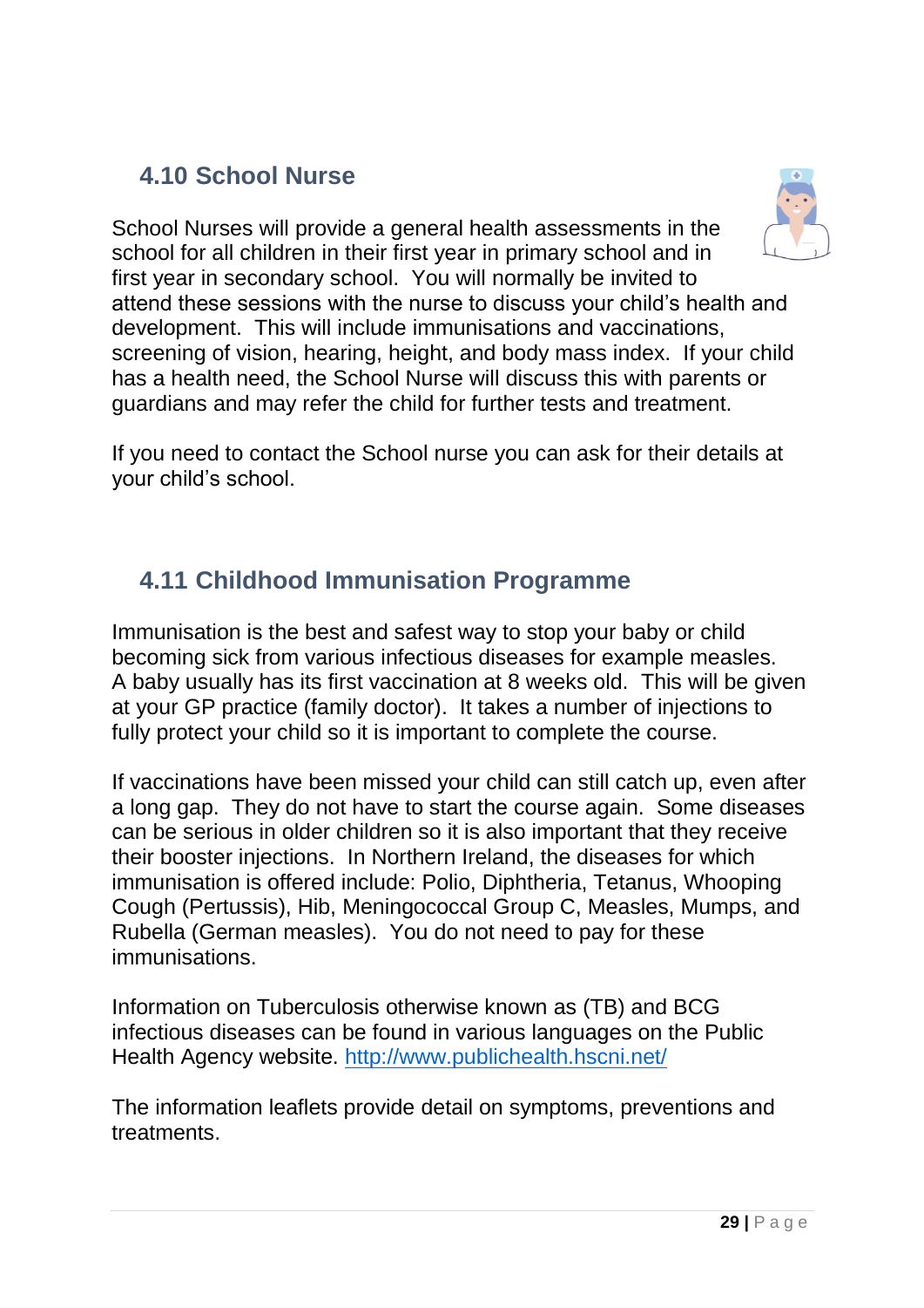## 4.10 School Nurse

School Nurses will provide a general health assessments in the school for all children in their first year in primary school and in first year in secondary school. You will normally be invited to attend these sessions with the nurse to discuss your child's health and development. This will include immunisations and vaccinations, screening of vision, hearing, height, and body mass index. If your child has a health need, the School Nurse will discuss this with parents or guardians and may refer the child for further tests and treatment.

If you need to contact the School nurse you can ask for their details at your child's school.

## 4.11 Childhood Immunisation Programme

Immunisation is the best and safest way to stop your baby or child becoming sick from various infectious diseases for example measles. A baby usually has its first vaccination at 8 weeks old. This will be given at your GP practice (family doctor). It takes a number of injections to fully protect your child so it is important to complete the course.

If vaccinations have been missed your child can still catch up, even after a long gap. They do not have to start the course again. Some diseases can be serious in older children so it is also important that they receive their booster injections. In Northern Ireland, the diseases for which immunisation is offered include: Polio, Diphtheria, Tetanus, Whooping Cough (Pertussis), Hib, Meningococcal Group C, Measles, Mumps, and Rubella (German measles). You do not need to pay for these immunisations.

Information on Tuberculosis otherwise known as (TB) and BCG infectious diseases can be found in various languages on the Public Health Agency website. [http://www.publichealth.hscni.net/](http://www.publichealth.hscni.net/)

The information leaflets provide detail on symptoms, preventions and treatments.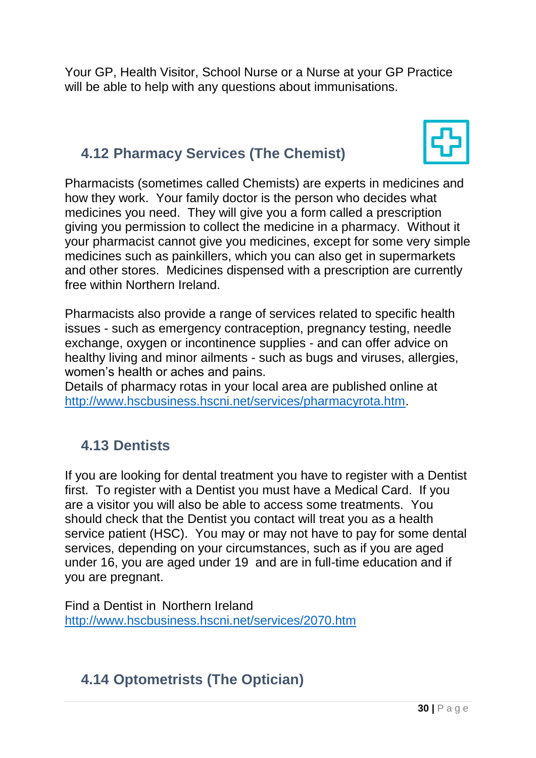Your GP, Health Visitor, School Nurse or a Nurse at your GP Practice will be able to help with any questions about immunisations.

## 4.12 Pharmacy Services (The Chemist)

Pharmacists (sometimes called Chemists) are experts in medicines and how they work. Your family doctor is the person who decides what medicines you need. They will give you a form called a prescription giving you permission to collect the medicine in a pharmacy. Without it your pharmacist cannot give you medicines, except for some very simple medicines such as painkillers, which you can also get in supermarkets and other stores. Medicines dispensed with a prescription are currently free within Northern Ireland.

Pharmacists also provide a range of services related to specific health issues - such as emergency contraception, pregnancy testing, needle exchange, oxygen or incontinence supplies - and can offer advice on healthy living and minor ailments - such as bugs and viruses, allergies, women's health or aches and pains.
Details of pharmacy rotas in your local area are published online at [http://www.hscbusiness.hscni.net/services/pharmacyrota.htm](http://www.hscbusiness.hscni.net/services/pharmacyrota.htm).

## 4.13 Dentists

If you are looking for dental treatment you have to register with a Dentist first. To register with a Dentist you must have a Medical Card. If you are a visitor you will also be able to access some treatments. You should check that the Dentist you contact will treat you as a health service patient (HSC). You may or may not have to pay for some dental services, depending on your circumstances, such as if you are aged under 16, you are aged under 19 and are in full-time education and if you are pregnant.

Find a Dentist in Northern Ireland
[http://www.hscbusiness.hscni.net/services/2070.htm](http://www.hscbusiness.hscni.net/services/2070.htm)

## 4.14 Optometrists (The Optician)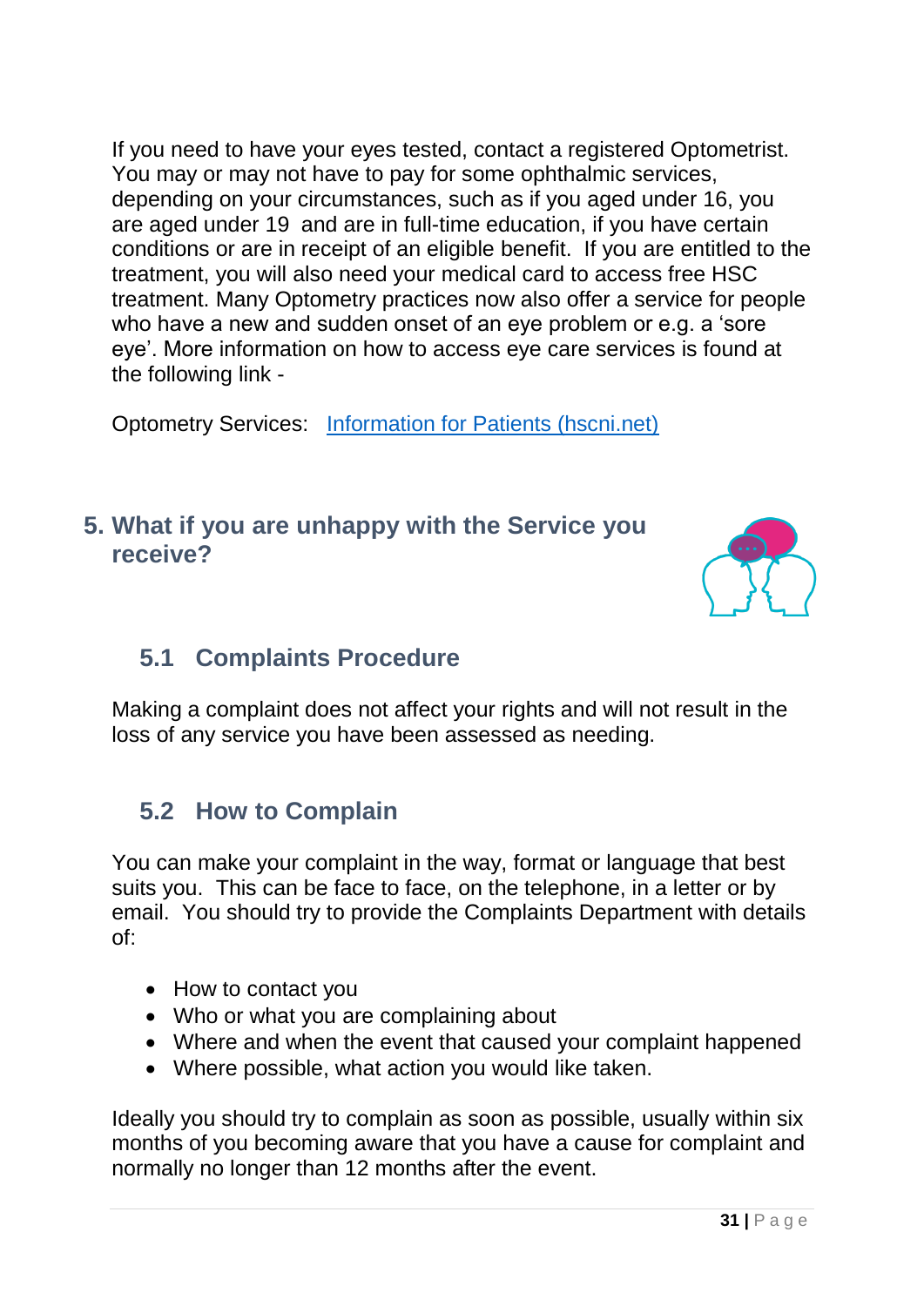If you need to have your eyes tested, contact a registered Optometrist. You may or may not have to pay for some ophthalmic services, depending on your circumstances, such as if you aged under 16, you are aged under 19 and are in full-time education, if you have certain conditions or are in receipt of an eligible benefit. If you are entitled to the treatment, you will also need your medical card to access free HSC treatment. Many Optometry practices now also offer a service for people who have a new and sudden onset of an eye problem or e.g. a 'sore eye'. More information on how to access eye care services is found at the following link -

Optometry Services: [Information for Patients (hscni.net)]()

## 5. What if you are unhappy with the Service you receive?

### 5.1 Complaints Procedure

Making a complaint does not affect your rights and will not result in the loss of any service you have been assessed as needing.

### 5.2 How to Complain

You can make your complaint in the way, format or language that best suits you. This can be face to face, on the telephone, in a letter or by email. You should try to provide the Complaints Department with details of:

- How to contact you
- Who or what you are complaining about
- Where and when the event that caused your complaint happened
- Where possible, what action you would like taken.

Ideally you should try to complain as soon as possible, usually within six months of you becoming aware that you have a cause for complaint and normally no longer than 12 months after the event.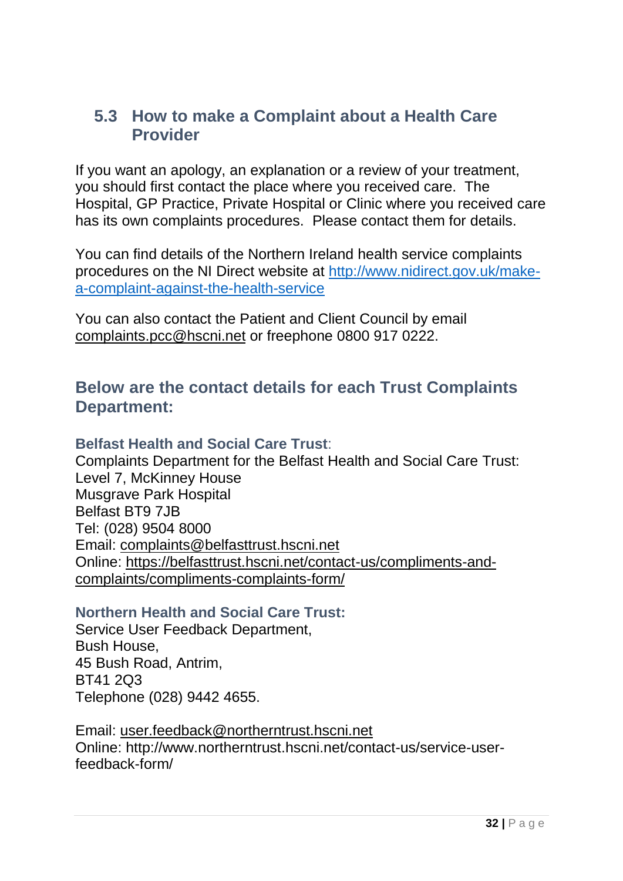## 5.3 How to make a Complaint about a Health Care Provider

If you want an apology, an explanation or a review of your treatment, you should first contact the place where you received care. The Hospital, GP Practice, Private Hospital or Clinic where you received care has its own complaints procedures. Please contact them for details.

You can find details of the Northern Ireland health service complaints procedures on the NI Direct website at http://www.nidirect.gov.uk/make-a-complaint-against-the-health-service

You can also contact the Patient and Client Council by email complaints.pcc@hscni.net or freephone 0800 917 0222.

### Below are the contact details for each Trust Complaints Department:

**Belfast Health and Social Care Trust**:
Complaints Department for the Belfast Health and Social Care Trust:
Level 7, McKinney House
Musgrave Park Hospital
Belfast BT9 7JB
Tel: (028) 9504 8000
Email: complaints@belfasttrust.hscni.net
Online: https://belfasttrust.hscni.net/contact-us/compliments-and-complaints/compliments-complaints-form/

**Northern Health and Social Care Trust:**
Service User Feedback Department,
Bush House,
45 Bush Road, Antrim,
BT41 2Q3
Telephone (028) 9442 4655.

Email: user.feedback@northerntrust.hscni.net
Online: http://www.northerntrust.hscni.net/contact-us/service-user-feedback-form/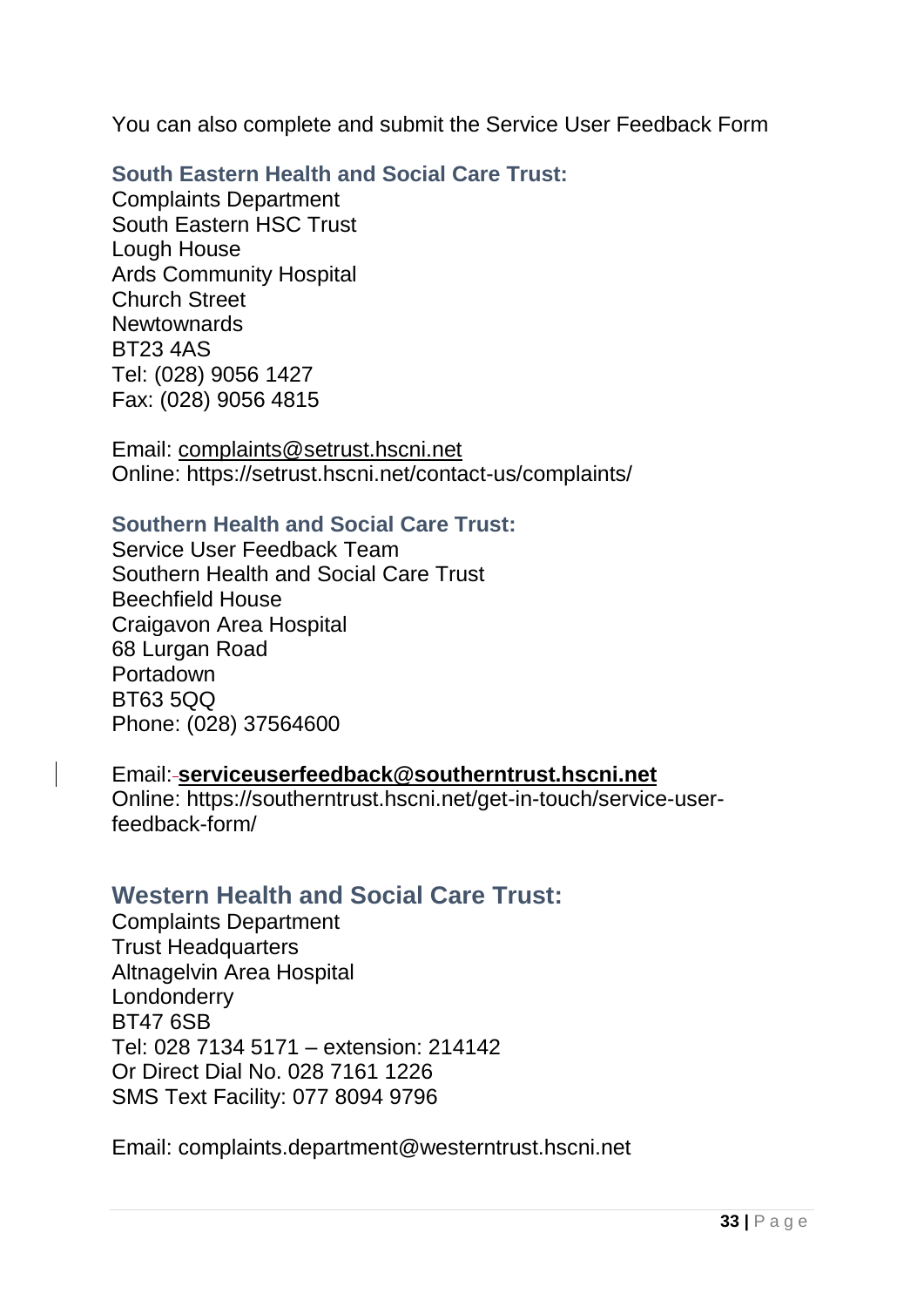You can also complete and submit the Service User Feedback Form

### South Eastern Health and Social Care Trust:

Complaints Department
South Eastern HSC Trust
Lough House
Ards Community Hospital
Church Street
Newtownards
BT23 4AS
Tel: (028) 9056 1427
Fax: (028) 9056 4815

Email: complaints@setrust.hscni.net
Online: https://setrust.hscni.net/contact-us/complaints/

### Southern Health and Social Care Trust:

Service User Feedback Team
Southern Health and Social Care Trust
Beechfield House
Craigavon Area Hospital
68 Lurgan Road
Portadown
BT63 5QQ
Phone: (028) 37564600

Email: **serviceuserfeedback@southerntrust.hscni.net**
Online: https://southerntrust.hscni.net/get-in-touch/service-user-feedback-form/

## Western Health and Social Care Trust:

Complaints Department
Trust Headquarters
Altnagelvin Area Hospital
Londonderry
BT47 6SB
Tel: 028 7134 5171 – extension: 214142
Or Direct Dial No. 028 7161 1226
SMS Text Facility: 077 8094 9796

Email: complaints.department@westerntrust.hscni.net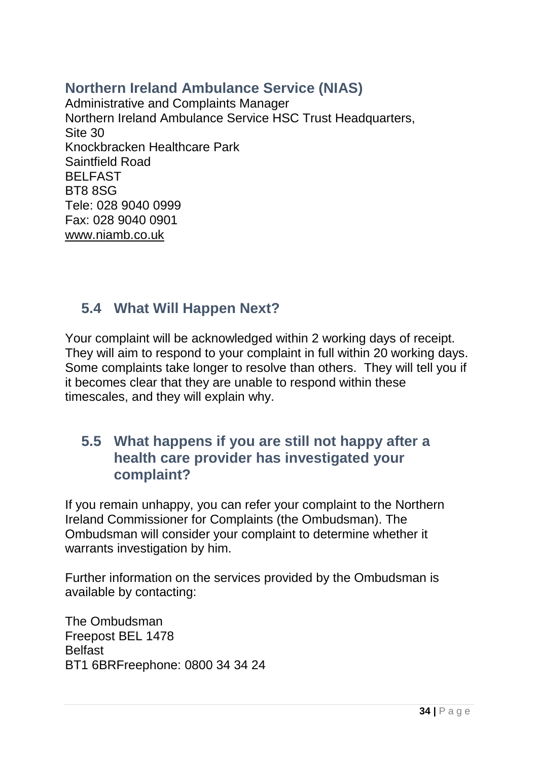### Northern Ireland Ambulance Service (NIAS)

Administrative and Complaints Manager
Northern Ireland Ambulance Service HSC Trust Headquarters,
Site 30
Knockbracken Healthcare Park
Saintfield Road
BELFAST
BT8 8SG
Tele: 028 9040 0999
Fax: 028 9040 0901
www.niamb.co.uk

## 5.4 What Will Happen Next?

Your complaint will be acknowledged within 2 working days of receipt. They will aim to respond to your complaint in full within 20 working days. Some complaints take longer to resolve than others. They will tell you if it becomes clear that they are unable to respond within these timescales, and they will explain why.

## 5.5 What happens if you are still not happy after a health care provider has investigated your complaint?

If you remain unhappy, you can refer your complaint to the Northern Ireland Commissioner for Complaints (the Ombudsman). The Ombudsman will consider your complaint to determine whether it warrants investigation by him.

Further information on the services provided by the Ombudsman is available by contacting:

The Ombudsman
Freepost BEL 1478
Belfast
BT1 6BRFreephone: 0800 34 34 24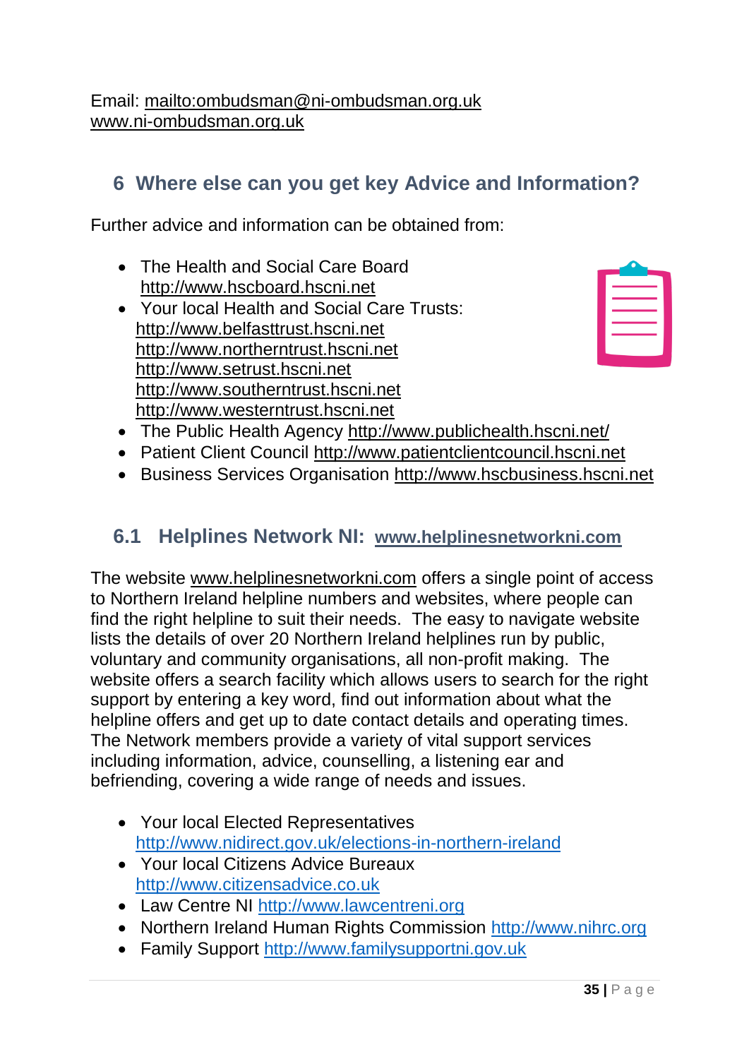Email: mailto:ombudsman@ni-ombudsman.org.uk
www.ni-ombudsman.org.uk

## 6 Where else can you get key Advice and Information?

Further advice and information can be obtained from:

- The Health and Social Care Board http://www.hscboard.hscni.net
- Your local Health and Social Care Trusts:
  http://www.belfasttrust.hscni.net
  http://www.northerntrust.hscni.net
  http://www.setrust.hscni.net
  http://www.southerntrust.hscni.net
  http://www.westerntrust.hscni.net
- The Public Health Agency http://www.publichealth.hscni.net/
- Patient Client Council http://www.patientclientcouncil.hscni.net
- Business Services Organisation http://www.hscbusiness.hscni.net

### 6.1 Helplines Network NI: www.helplinesnetworkni.com

The website www.helplinesnetworkni.com offers a single point of access to Northern Ireland helpline numbers and websites, where people can find the right helpline to suit their needs. The easy to navigate website lists the details of over 20 Northern Ireland helplines run by public, voluntary and community organisations, all non-profit making. The website offers a search facility which allows users to search for the right support by entering a key word, find out information about what the helpline offers and get up to date contact details and operating times. The Network members provide a variety of vital support services including information, advice, counselling, a listening ear and befriending, covering a wide range of needs and issues.

- Your local Elected Representatives http://www.nidirect.gov.uk/elections-in-northern-ireland
- Your local Citizens Advice Bureaux http://www.citizensadvice.co.uk
- Law Centre NI http://www.lawcentreni.org
- Northern Ireland Human Rights Commission http://www.nihrc.org
- Family Support http://www.familysupportni.gov.uk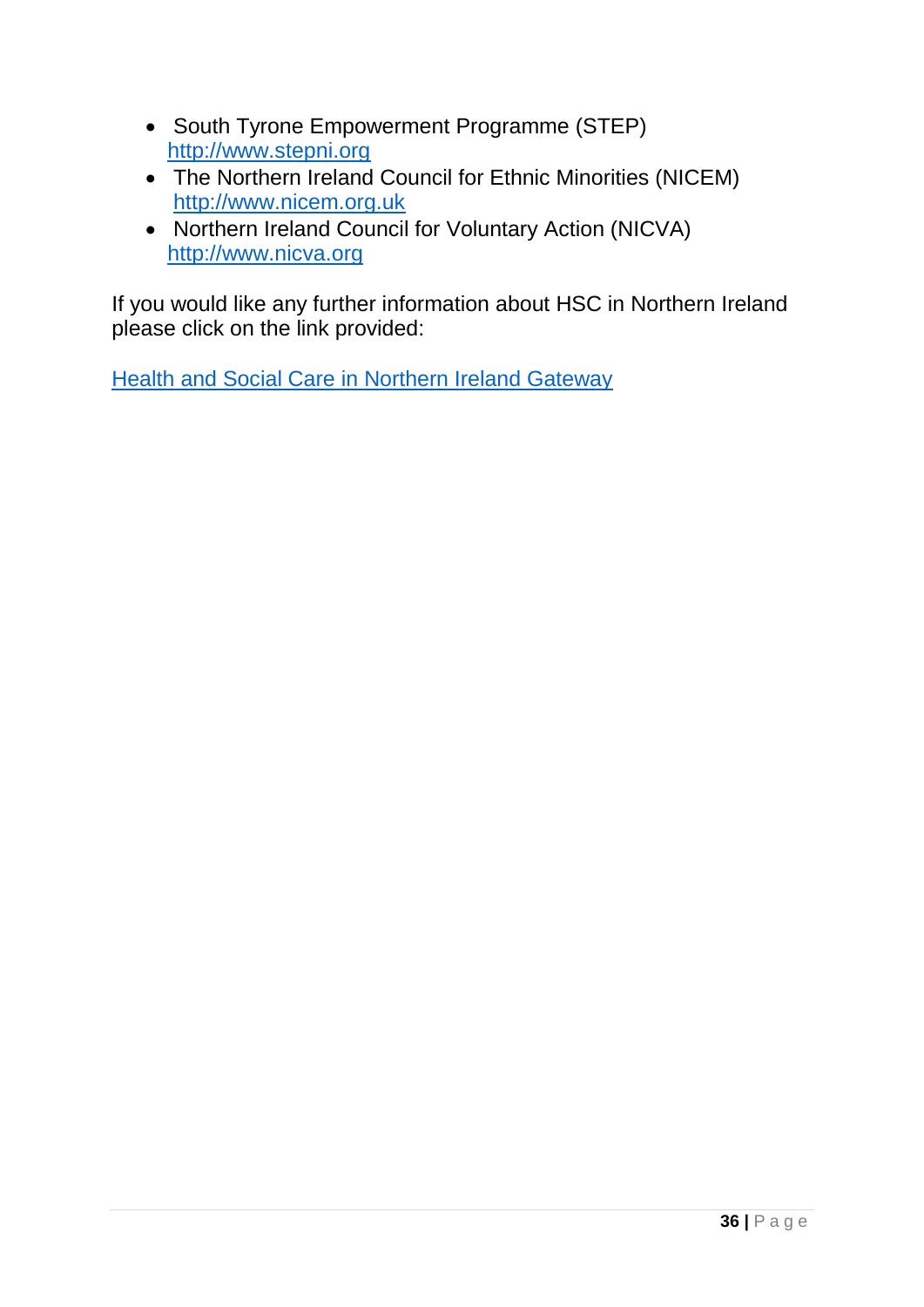- South Tyrone Empowerment Programme (STEP)
  http://www.stepni.org
- The Northern Ireland Council for Ethnic Minorities (NICEM)
  http://www.nicem.org.uk
- Northern Ireland Council for Voluntary Action (NICVA)
  http://www.nicva.org

If you would like any further information about HSC in Northern Ireland please click on the link provided:

Health and Social Care in Northern Ireland Gateway